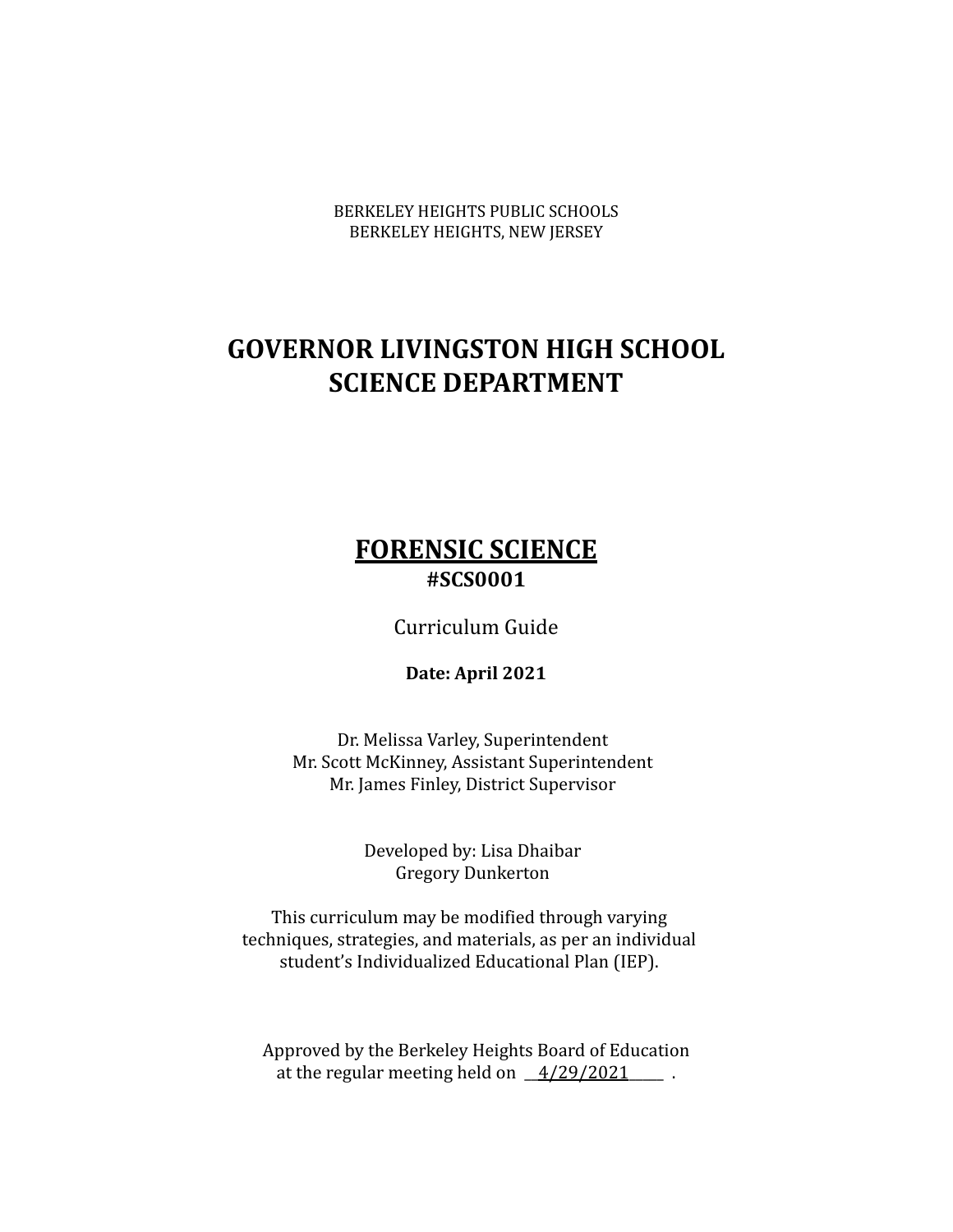BERKELEY HEIGHTS PUBLIC SCHOOLS
BERKELEY HEIGHTS, NEW JERSEY

# GOVERNOR LIVINGSTON HIGH SCHOOL
# SCIENCE DEPARTMENT

## FORENSIC SCIENCE
**#SCS0001**

Curriculum Guide

**Date: April 2021**

Dr. Melissa Varley, Superintendent
Mr. Scott McKinney, Assistant Superintendent
Mr. James Finley, District Supervisor

Developed by: Lisa Dhaibar
Gregory Dunkerton

This curriculum may be modified through varying techniques, strategies, and materials, as per an individual student's Individualized Educational Plan (IEP).

Approved by the Berkeley Heights Board of Education at the regular meeting held on 4/29/2021 .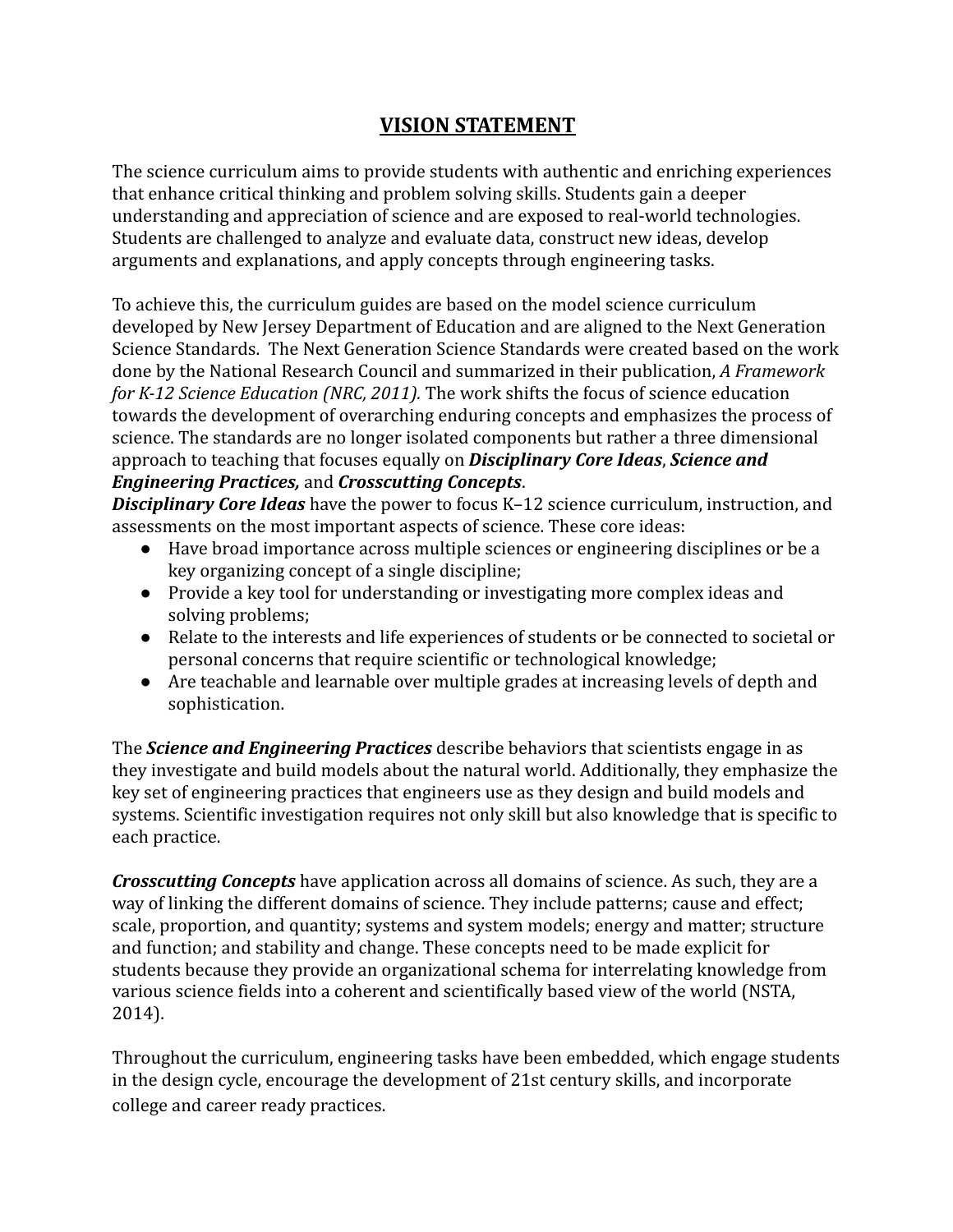# VISION STATEMENT

The science curriculum aims to provide students with authentic and enriching experiences that enhance critical thinking and problem solving skills. Students gain a deeper understanding and appreciation of science and are exposed to real-world technologies. Students are challenged to analyze and evaluate data, construct new ideas, develop arguments and explanations, and apply concepts through engineering tasks.

To achieve this, the curriculum guides are based on the model science curriculum developed by New Jersey Department of Education and are aligned to the Next Generation Science Standards. The Next Generation Science Standards were created based on the work done by the National Research Council and summarized in their publication, *A Framework for K-12 Science Education (NRC, 2011).* The work shifts the focus of science education towards the development of overarching enduring concepts and emphasizes the process of science. The standards are no longer isolated components but rather a three dimensional approach to teaching that focuses equally on ***Disciplinary Core Ideas***, ***Science and Engineering Practices,*** and ***Crosscutting Concepts***.

***Disciplinary Core Ideas*** have the power to focus K–12 science curriculum, instruction, and assessments on the most important aspects of science. These core ideas:

- Have broad importance across multiple sciences or engineering disciplines or be a key organizing concept of a single discipline;
- Provide a key tool for understanding or investigating more complex ideas and solving problems;
- Relate to the interests and life experiences of students or be connected to societal or personal concerns that require scientific or technological knowledge;
- Are teachable and learnable over multiple grades at increasing levels of depth and sophistication.

The ***Science and Engineering Practices*** describe behaviors that scientists engage in as they investigate and build models about the natural world. Additionally, they emphasize the key set of engineering practices that engineers use as they design and build models and systems. Scientific investigation requires not only skill but also knowledge that is specific to each practice.

***Crosscutting Concepts*** have application across all domains of science. As such, they are a way of linking the different domains of science. They include patterns; cause and effect; scale, proportion, and quantity; systems and system models; energy and matter; structure and function; and stability and change. These concepts need to be made explicit for students because they provide an organizational schema for interrelating knowledge from various science fields into a coherent and scientifically based view of the world (NSTA, 2014).

Throughout the curriculum, engineering tasks have been embedded, which engage students in the design cycle, encourage the development of 21st century skills, and incorporate college and career ready practices.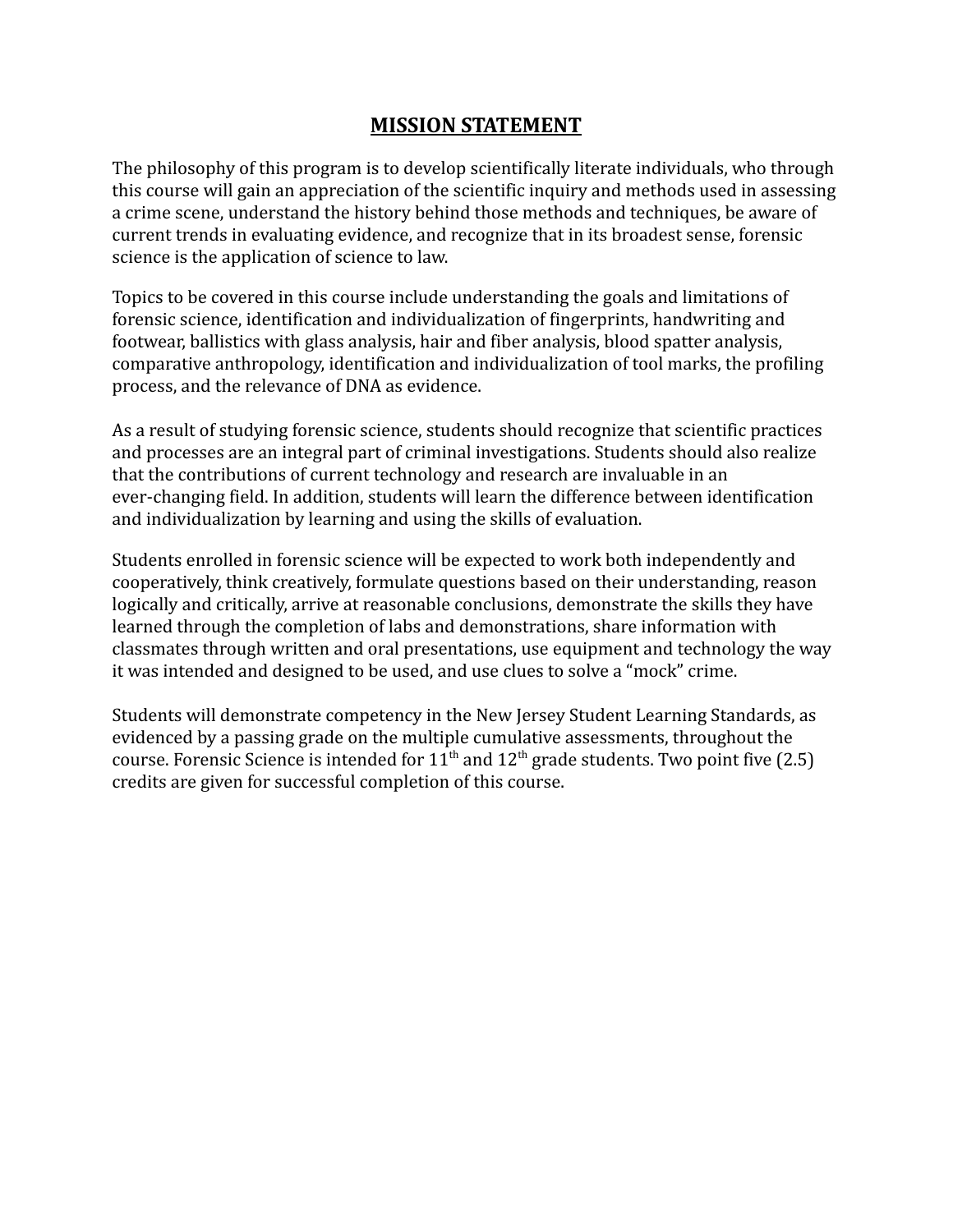# MISSION STATEMENT

The philosophy of this program is to develop scientifically literate individuals, who through this course will gain an appreciation of the scientific inquiry and methods used in assessing a crime scene, understand the history behind those methods and techniques, be aware of current trends in evaluating evidence, and recognize that in its broadest sense, forensic science is the application of science to law.

Topics to be covered in this course include understanding the goals and limitations of forensic science, identification and individualization of fingerprints, handwriting and footwear, ballistics with glass analysis, hair and fiber analysis, blood spatter analysis, comparative anthropology, identification and individualization of tool marks, the profiling process, and the relevance of DNA as evidence.

As a result of studying forensic science, students should recognize that scientific practices and processes are an integral part of criminal investigations. Students should also realize that the contributions of current technology and research are invaluable in an ever-changing field. In addition, students will learn the difference between identification and individualization by learning and using the skills of evaluation.

Students enrolled in forensic science will be expected to work both independently and cooperatively, think creatively, formulate questions based on their understanding, reason logically and critically, arrive at reasonable conclusions, demonstrate the skills they have learned through the completion of labs and demonstrations, share information with classmates through written and oral presentations, use equipment and technology the way it was intended and designed to be used, and use clues to solve a "mock" crime.

Students will demonstrate competency in the New Jersey Student Learning Standards, as evidenced by a passing grade on the multiple cumulative assessments, throughout the course. Forensic Science is intended for 11th and 12th grade students. Two point five (2.5) credits are given for successful completion of this course.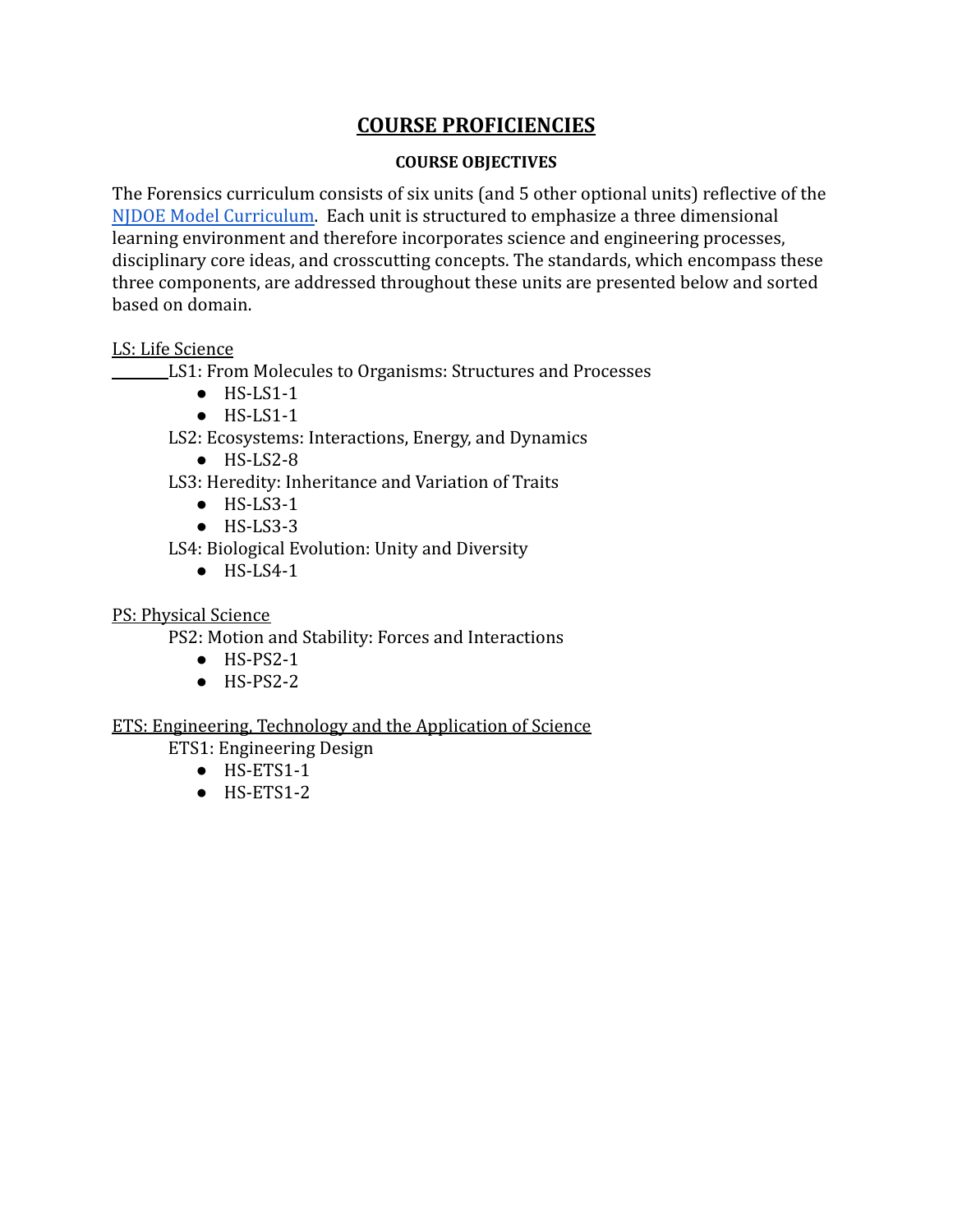# COURSE PROFICIENCIES

### COURSE OBJECTIVES

The Forensics curriculum consists of six units (and 5 other optional units) reflective of the [NJDOE Model Curriculum](). Each unit is structured to emphasize a three dimensional learning environment and therefore incorporates science and engineering processes, disciplinary core ideas, and crosscutting concepts. The standards, which encompass these three components, are addressed throughout these units are presented below and sorted based on domain.

LS: Life Science

LS1: From Molecules to Organisms: Structures and Processes

- HS-LS1-1
- HS-LS1-1

LS2: Ecosystems: Interactions, Energy, and Dynamics

- HS-LS2-8

LS3: Heredity: Inheritance and Variation of Traits

- HS-LS3-1
- HS-LS3-3

LS4: Biological Evolution: Unity and Diversity

- HS-LS4-1

PS: Physical Science

PS2: Motion and Stability: Forces and Interactions

- HS-PS2-1
- HS-PS2-2

ETS: Engineering, Technology and the Application of Science

ETS1: Engineering Design

- HS-ETS1-1
- HS-ETS1-2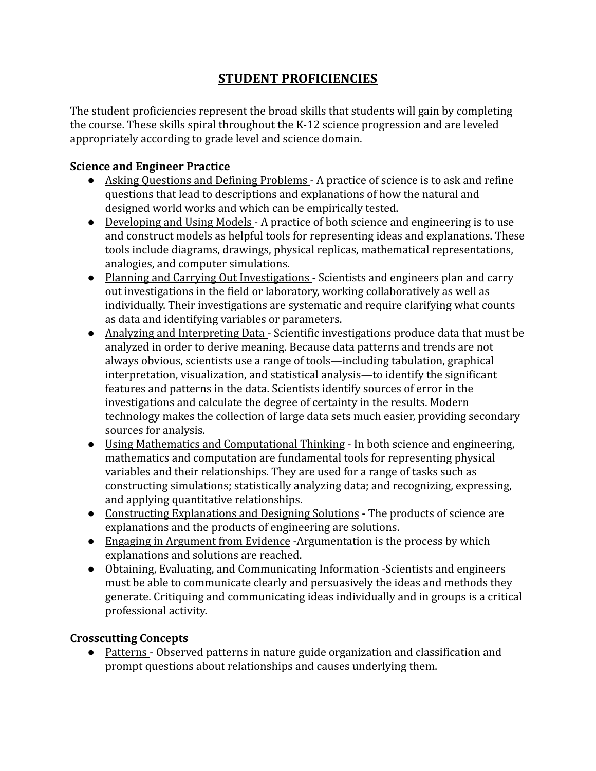# STUDENT PROFICIENCIES

The student proficiencies represent the broad skills that students will gain by completing the course. These skills spiral throughout the K-12 science progression and are leveled appropriately according to grade level and science domain.

**Science and Engineer Practice**

- Asking Questions and Defining Problems - A practice of science is to ask and refine questions that lead to descriptions and explanations of how the natural and designed world works and which can be empirically tested.
- Developing and Using Models - A practice of both science and engineering is to use and construct models as helpful tools for representing ideas and explanations. These tools include diagrams, drawings, physical replicas, mathematical representations, analogies, and computer simulations.
- Planning and Carrying Out Investigations - Scientists and engineers plan and carry out investigations in the field or laboratory, working collaboratively as well as individually. Their investigations are systematic and require clarifying what counts as data and identifying variables or parameters.
- Analyzing and Interpreting Data - Scientific investigations produce data that must be analyzed in order to derive meaning. Because data patterns and trends are not always obvious, scientists use a range of tools—including tabulation, graphical interpretation, visualization, and statistical analysis—to identify the significant features and patterns in the data. Scientists identify sources of error in the investigations and calculate the degree of certainty in the results. Modern technology makes the collection of large data sets much easier, providing secondary sources for analysis.
- Using Mathematics and Computational Thinking - In both science and engineering, mathematics and computation are fundamental tools for representing physical variables and their relationships. They are used for a range of tasks such as constructing simulations; statistically analyzing data; and recognizing, expressing, and applying quantitative relationships.
- Constructing Explanations and Designing Solutions - The products of science are explanations and the products of engineering are solutions.
- Engaging in Argument from Evidence -Argumentation is the process by which explanations and solutions are reached.
- Obtaining, Evaluating, and Communicating Information -Scientists and engineers must be able to communicate clearly and persuasively the ideas and methods they generate. Critiquing and communicating ideas individually and in groups is a critical professional activity.

**Crosscutting Concepts**

- Patterns - Observed patterns in nature guide organization and classification and prompt questions about relationships and causes underlying them.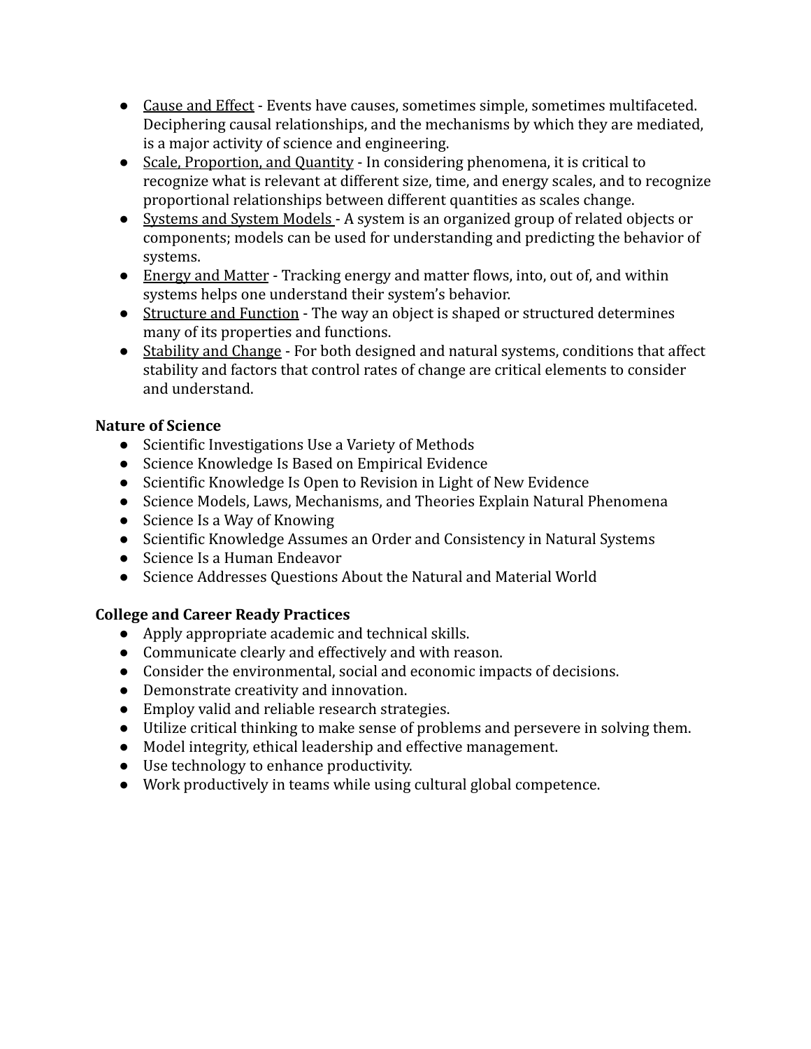- <u>Cause and Effect</u> - Events have causes, sometimes simple, sometimes multifaceted. Deciphering causal relationships, and the mechanisms by which they are mediated, is a major activity of science and engineering.
- <u>Scale, Proportion, and Quantity</u> - In considering phenomena, it is critical to recognize what is relevant at different size, time, and energy scales, and to recognize proportional relationships between different quantities as scales change.
- <u>Systems and System Models</u> - A system is an organized group of related objects or components; models can be used for understanding and predicting the behavior of systems.
- <u>Energy and Matter</u> - Tracking energy and matter flows, into, out of, and within systems helps one understand their system's behavior.
- <u>Structure and Function</u> - The way an object is shaped or structured determines many of its properties and functions.
- <u>Stability and Change</u> - For both designed and natural systems, conditions that affect stability and factors that control rates of change are critical elements to consider and understand.

**Nature of Science**

- Scientific Investigations Use a Variety of Methods
- Science Knowledge Is Based on Empirical Evidence
- Scientific Knowledge Is Open to Revision in Light of New Evidence
- Science Models, Laws, Mechanisms, and Theories Explain Natural Phenomena
- Science Is a Way of Knowing
- Scientific Knowledge Assumes an Order and Consistency in Natural Systems
- Science Is a Human Endeavor
- Science Addresses Questions About the Natural and Material World

**College and Career Ready Practices**

- Apply appropriate academic and technical skills.
- Communicate clearly and effectively and with reason.
- Consider the environmental, social and economic impacts of decisions.
- Demonstrate creativity and innovation.
- Employ valid and reliable research strategies.
- Utilize critical thinking to make sense of problems and persevere in solving them.
- Model integrity, ethical leadership and effective management.
- Use technology to enhance productivity.
- Work productively in teams while using cultural global competence.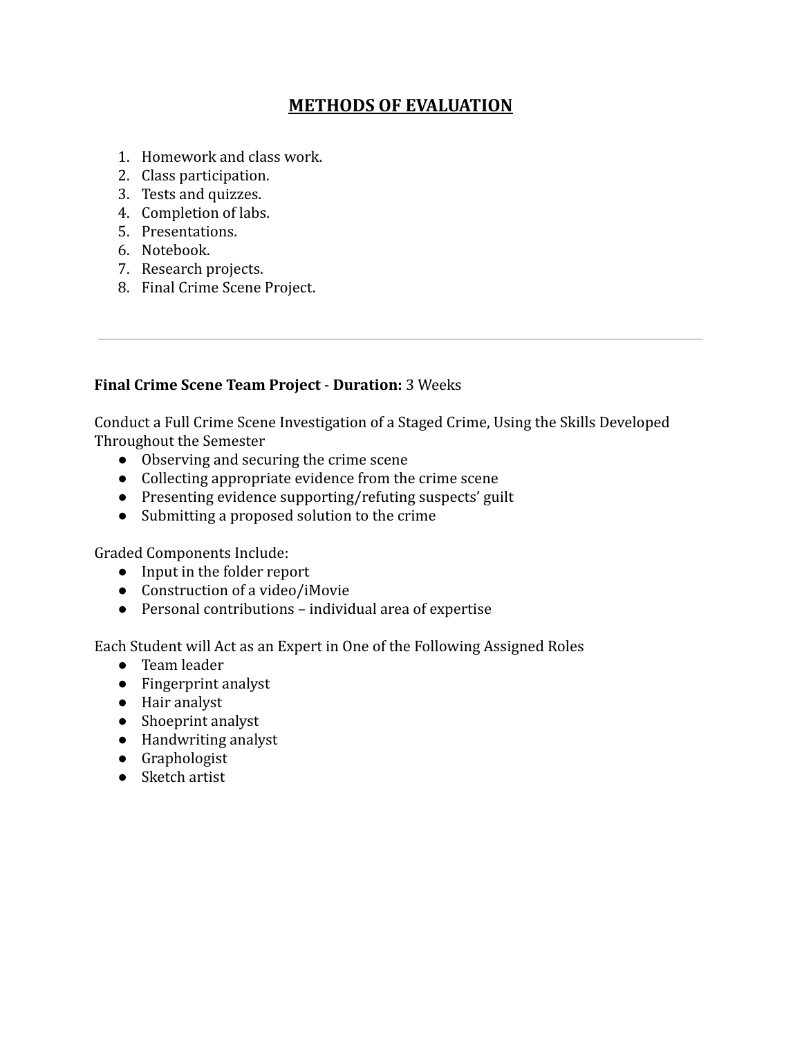# METHODS OF EVALUATION

1. Homework and class work.
2. Class participation.
3. Tests and quizzes.
4. Completion of labs.
5. Presentations.
6. Notebook.
7. Research projects.
8. Final Crime Scene Project.

---

**Final Crime Scene Team Project** - **Duration:** 3 Weeks

Conduct a Full Crime Scene Investigation of a Staged Crime, Using the Skills Developed Throughout the Semester

- Observing and securing the crime scene
- Collecting appropriate evidence from the crime scene
- Presenting evidence supporting/refuting suspects' guilt
- Submitting a proposed solution to the crime

Graded Components Include:

- Input in the folder report
- Construction of a video/iMovie
- Personal contributions – individual area of expertise

Each Student will Act as an Expert in One of the Following Assigned Roles

- Team leader
- Fingerprint analyst
- Hair analyst
- Shoeprint analyst
- Handwriting analyst
- Graphologist
- Sketch artist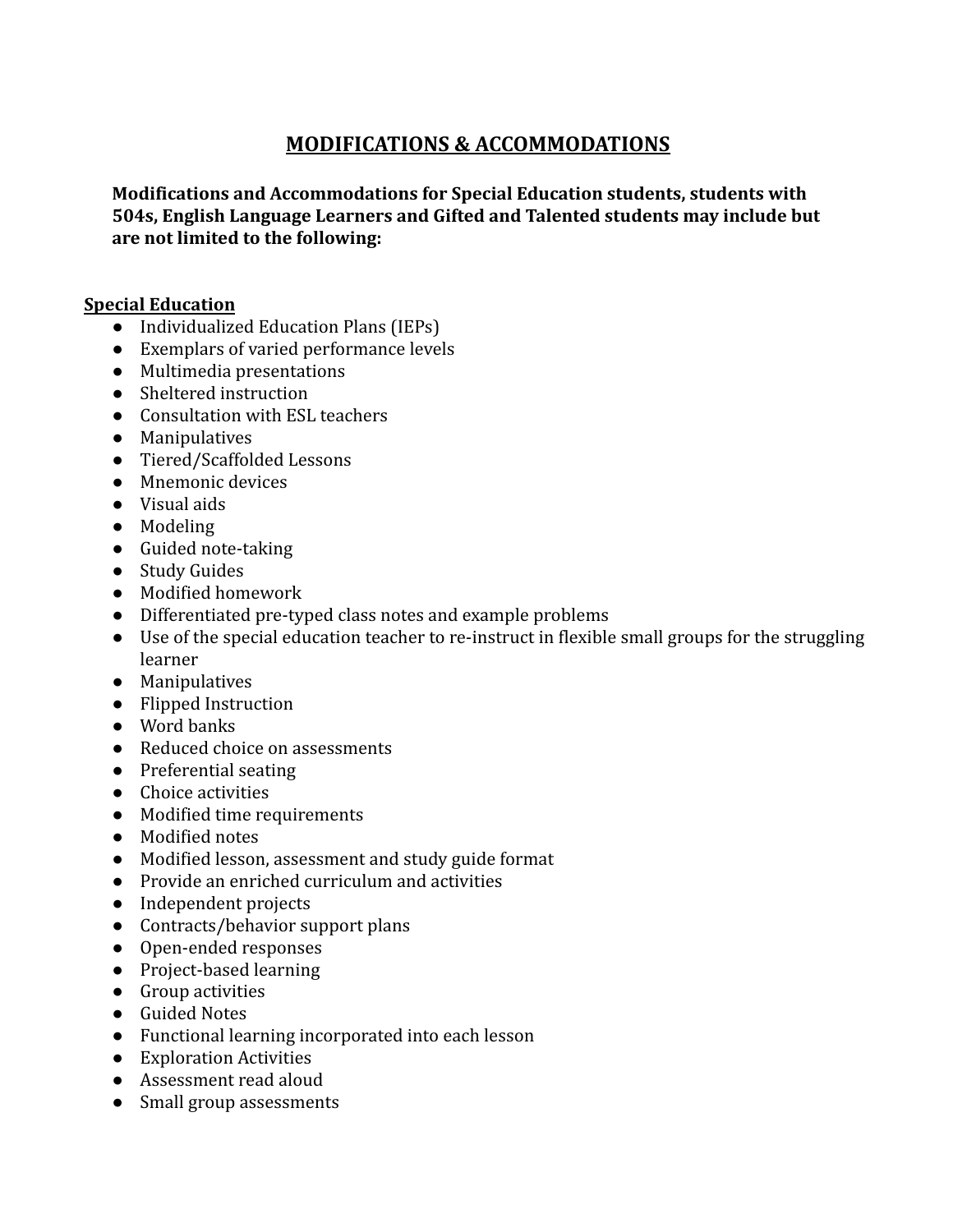# MODIFICATIONS & ACCOMMODATIONS

**Modifications and Accommodations for Special Education students, students with 504s, English Language Learners and Gifted and Talented students may include but are not limited to the following:**

**Special Education**

- Individualized Education Plans (IEPs)
- Exemplars of varied performance levels
- Multimedia presentations
- Sheltered instruction
- Consultation with ESL teachers
- Manipulatives
- Tiered/Scaffolded Lessons
- Mnemonic devices
- Visual aids
- Modeling
- Guided note-taking
- Study Guides
- Modified homework
- Differentiated pre-typed class notes and example problems
- Use of the special education teacher to re-instruct in flexible small groups for the struggling learner
- Manipulatives
- Flipped Instruction
- Word banks
- Reduced choice on assessments
- Preferential seating
- Choice activities
- Modified time requirements
- Modified notes
- Modified lesson, assessment and study guide format
- Provide an enriched curriculum and activities
- Independent projects
- Contracts/behavior support plans
- Open-ended responses
- Project-based learning
- Group activities
- Guided Notes
- Functional learning incorporated into each lesson
- Exploration Activities
- Assessment read aloud
- Small group assessments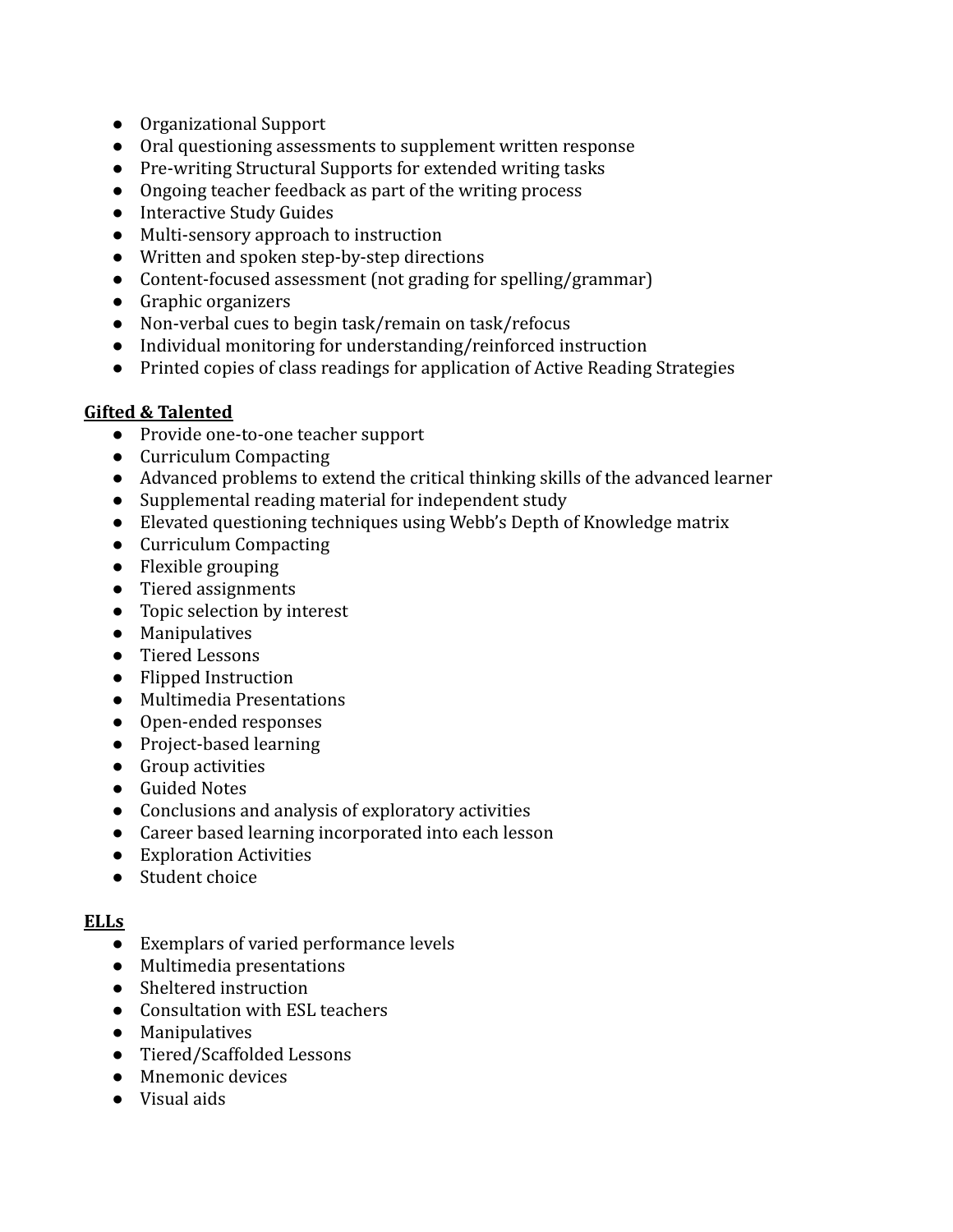- Organizational Support
- Oral questioning assessments to supplement written response
- Pre-writing Structural Supports for extended writing tasks
- Ongoing teacher feedback as part of the writing process
- Interactive Study Guides
- Multi-sensory approach to instruction
- Written and spoken step-by-step directions
- Content-focused assessment (not grading for spelling/grammar)
- Graphic organizers
- Non-verbal cues to begin task/remain on task/refocus
- Individual monitoring for understanding/reinforced instruction
- Printed copies of class readings for application of Active Reading Strategies

**<u>Gifted & Talented</u>**

- Provide one-to-one teacher support
- Curriculum Compacting
- Advanced problems to extend the critical thinking skills of the advanced learner
- Supplemental reading material for independent study
- Elevated questioning techniques using Webb's Depth of Knowledge matrix
- Curriculum Compacting
- Flexible grouping
- Tiered assignments
- Topic selection by interest
- Manipulatives
- Tiered Lessons
- Flipped Instruction
- Multimedia Presentations
- Open-ended responses
- Project-based learning
- Group activities
- Guided Notes
- Conclusions and analysis of exploratory activities
- Career based learning incorporated into each lesson
- Exploration Activities
- Student choice

**<u>ELLs</u>**

- Exemplars of varied performance levels
- Multimedia presentations
- Sheltered instruction
- Consultation with ESL teachers
- Manipulatives
- Tiered/Scaffolded Lessons
- Mnemonic devices
- Visual aids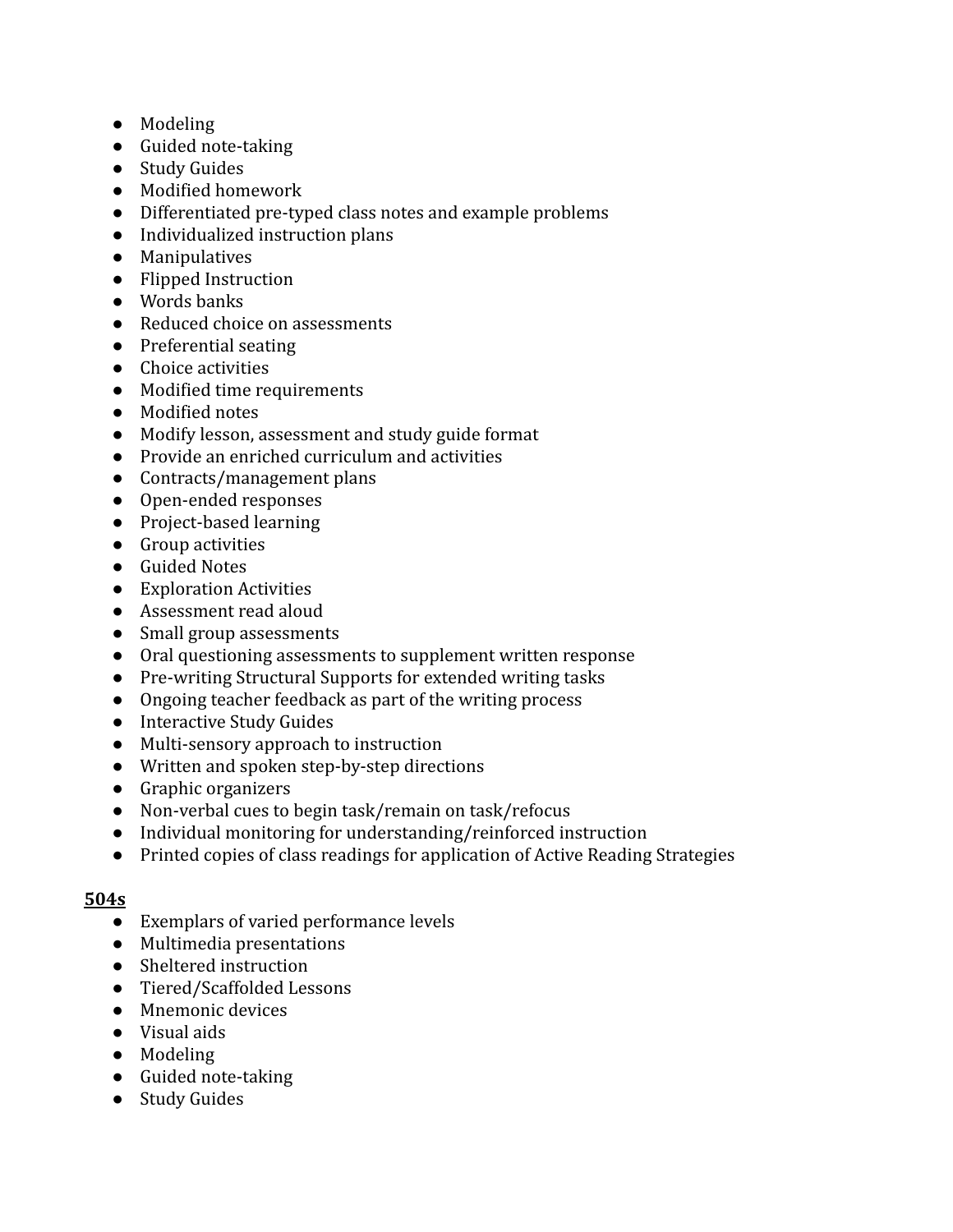- Modeling
- Guided note-taking
- Study Guides
- Modified homework
- Differentiated pre-typed class notes and example problems
- Individualized instruction plans
- Manipulatives
- Flipped Instruction
- Words banks
- Reduced choice on assessments
- Preferential seating
- Choice activities
- Modified time requirements
- Modified notes
- Modify lesson, assessment and study guide format
- Provide an enriched curriculum and activities
- Contracts/management plans
- Open-ended responses
- Project-based learning
- Group activities
- Guided Notes
- Exploration Activities
- Assessment read aloud
- Small group assessments
- Oral questioning assessments to supplement written response
- Pre-writing Structural Supports for extended writing tasks
- Ongoing teacher feedback as part of the writing process
- Interactive Study Guides
- Multi-sensory approach to instruction
- Written and spoken step-by-step directions
- Graphic organizers
- Non-verbal cues to begin task/remain on task/refocus
- Individual monitoring for understanding/reinforced instruction
- Printed copies of class readings for application of Active Reading Strategies

**504s**

- Exemplars of varied performance levels
- Multimedia presentations
- Sheltered instruction
- Tiered/Scaffolded Lessons
- Mnemonic devices
- Visual aids
- Modeling
- Guided note-taking
- Study Guides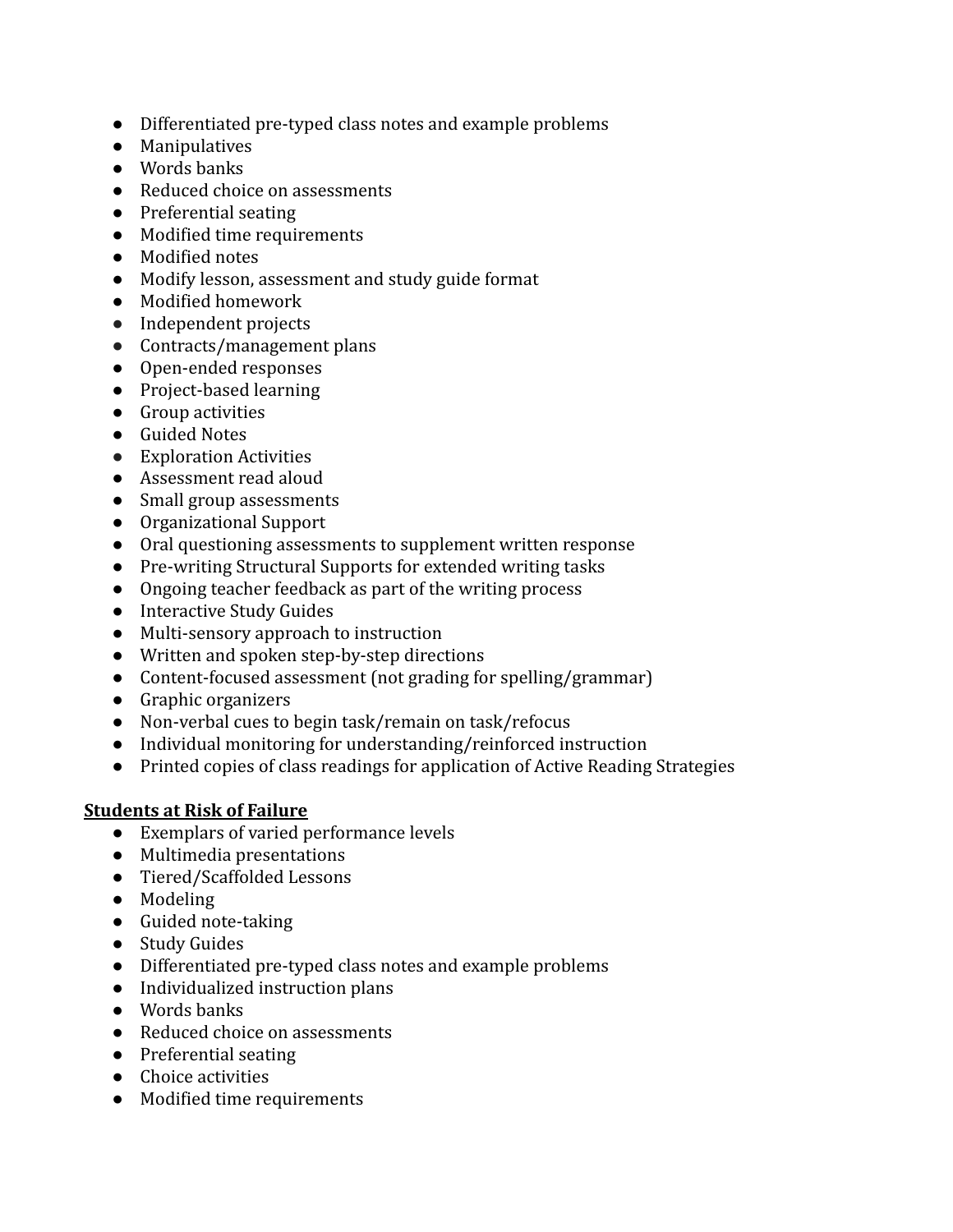- Differentiated pre-typed class notes and example problems
- Manipulatives
- Words banks
- Reduced choice on assessments
- Preferential seating
- Modified time requirements
- Modified notes
- Modify lesson, assessment and study guide format
- Modified homework
- Independent projects
- Contracts/management plans
- Open-ended responses
- Project-based learning
- Group activities
- Guided Notes
- Exploration Activities
- Assessment read aloud
- Small group assessments
- Organizational Support
- Oral questioning assessments to supplement written response
- Pre-writing Structural Supports for extended writing tasks
- Ongoing teacher feedback as part of the writing process
- Interactive Study Guides
- Multi-sensory approach to instruction
- Written and spoken step-by-step directions
- Content-focused assessment (not grading for spelling/grammar)
- Graphic organizers
- Non-verbal cues to begin task/remain on task/refocus
- Individual monitoring for understanding/reinforced instruction
- Printed copies of class readings for application of Active Reading Strategies

**Students at Risk of Failure**

- Exemplars of varied performance levels
- Multimedia presentations
- Tiered/Scaffolded Lessons
- Modeling
- Guided note-taking
- Study Guides
- Differentiated pre-typed class notes and example problems
- Individualized instruction plans
- Words banks
- Reduced choice on assessments
- Preferential seating
- Choice activities
- Modified time requirements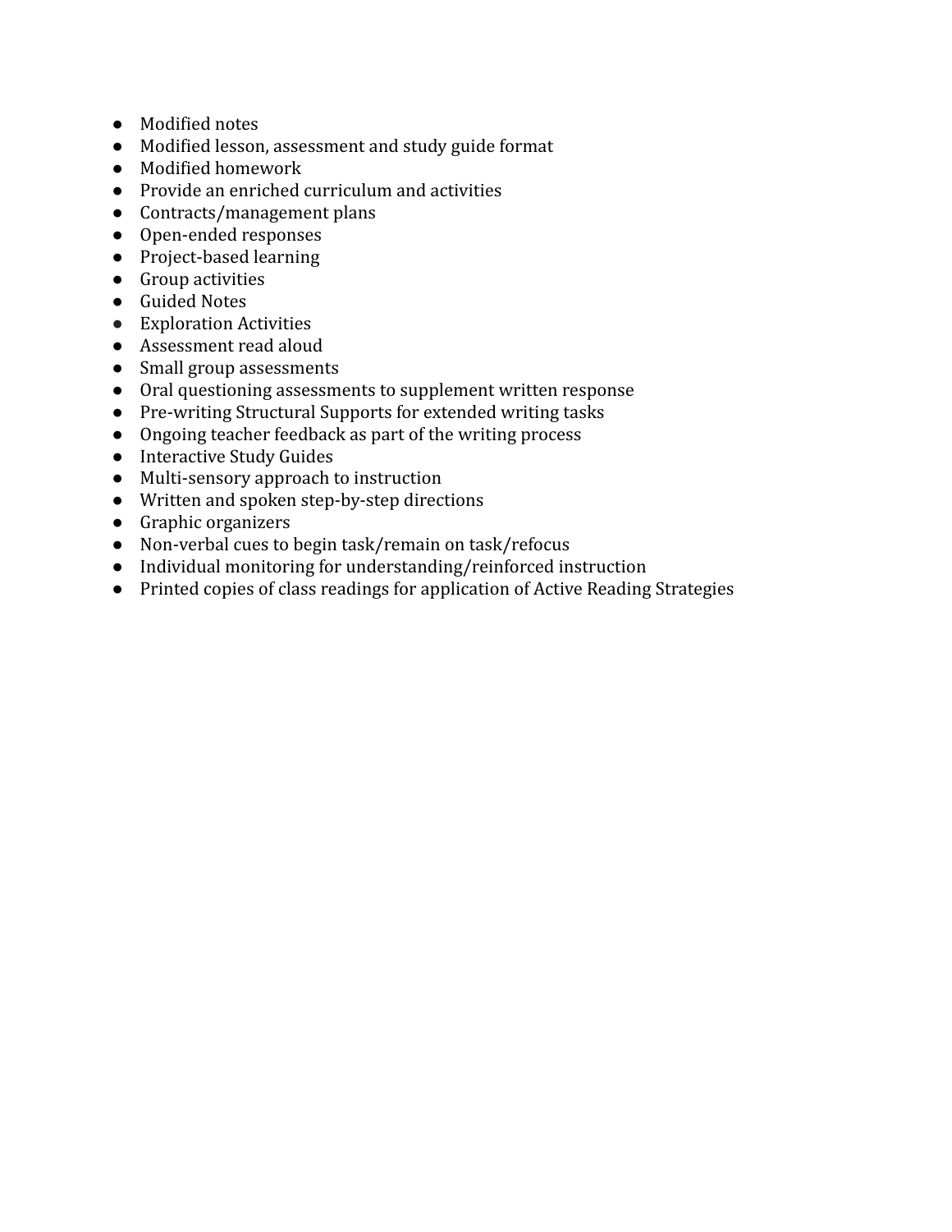- Modified notes
- Modified lesson, assessment and study guide format
- Modified homework
- Provide an enriched curriculum and activities
- Contracts/management plans
- Open-ended responses
- Project-based learning
- Group activities
- Guided Notes
- Exploration Activities
- Assessment read aloud
- Small group assessments
- Oral questioning assessments to supplement written response
- Pre-writing Structural Supports for extended writing tasks
- Ongoing teacher feedback as part of the writing process
- Interactive Study Guides
- Multi-sensory approach to instruction
- Written and spoken step-by-step directions
- Graphic organizers
- Non-verbal cues to begin task/remain on task/refocus
- Individual monitoring for understanding/reinforced instruction
- Printed copies of class readings for application of Active Reading Strategies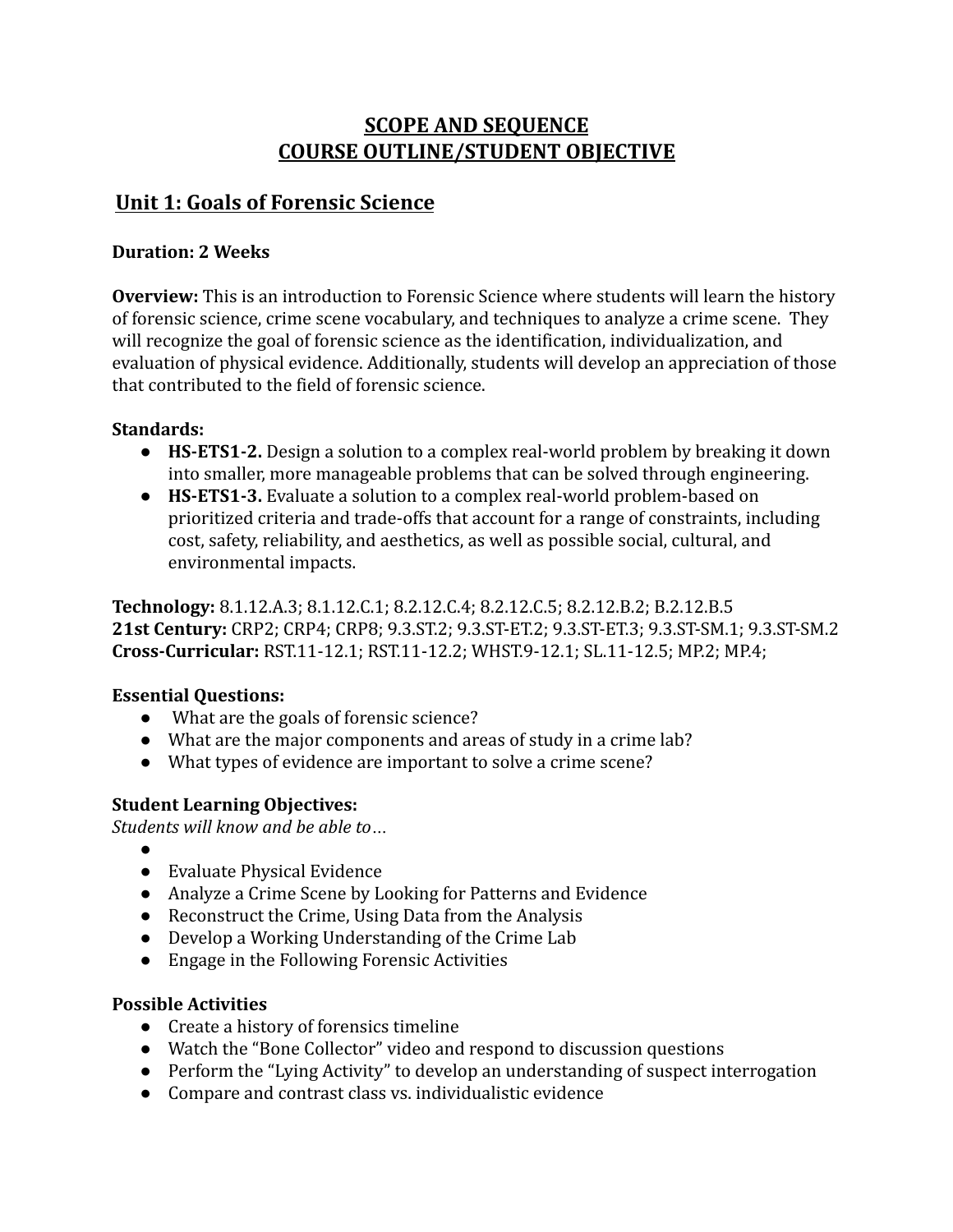# SCOPE AND SEQUENCE
# COURSE OUTLINE/STUDENT OBJECTIVE

## Unit 1: Goals of Forensic Science

**Duration: 2 Weeks**

**Overview:** This is an introduction to Forensic Science where students will learn the history of forensic science, crime scene vocabulary, and techniques to analyze a crime scene. They will recognize the goal of forensic science as the identification, individualization, and evaluation of physical evidence. Additionally, students will develop an appreciation of those that contributed to the field of forensic science.

**Standards:**

- **HS-ETS1-2.** Design a solution to a complex real-world problem by breaking it down into smaller, more manageable problems that can be solved through engineering.
- **HS-ETS1-3.** Evaluate a solution to a complex real-world problem-based on prioritized criteria and trade-offs that account for a range of constraints, including cost, safety, reliability, and aesthetics, as well as possible social, cultural, and environmental impacts.

**Technology:** 8.1.12.A.3; 8.1.12.C.1; 8.2.12.C.4; 8.2.12.C.5; 8.2.12.B.2; B.2.12.B.5
**21st Century:** CRP2; CRP4; CRP8; 9.3.ST.2; 9.3.ST-ET.2; 9.3.ST-ET.3; 9.3.ST-SM.1; 9.3.ST-SM.2
**Cross-Curricular:** RST.11-12.1; RST.11-12.2; WHST.9-12.1; SL.11-12.5; MP.2; MP.4;

**Essential Questions:**

- What are the goals of forensic science?
- What are the major components and areas of study in a crime lab?
- What types of evidence are important to solve a crime scene?

**Student Learning Objectives:**
*Students will know and be able to…*

- 
- Evaluate Physical Evidence
- Analyze a Crime Scene by Looking for Patterns and Evidence
- Reconstruct the Crime, Using Data from the Analysis
- Develop a Working Understanding of the Crime Lab
- Engage in the Following Forensic Activities

**Possible Activities**

- Create a history of forensics timeline
- Watch the "Bone Collector" video and respond to discussion questions
- Perform the "Lying Activity" to develop an understanding of suspect interrogation
- Compare and contrast class vs. individualistic evidence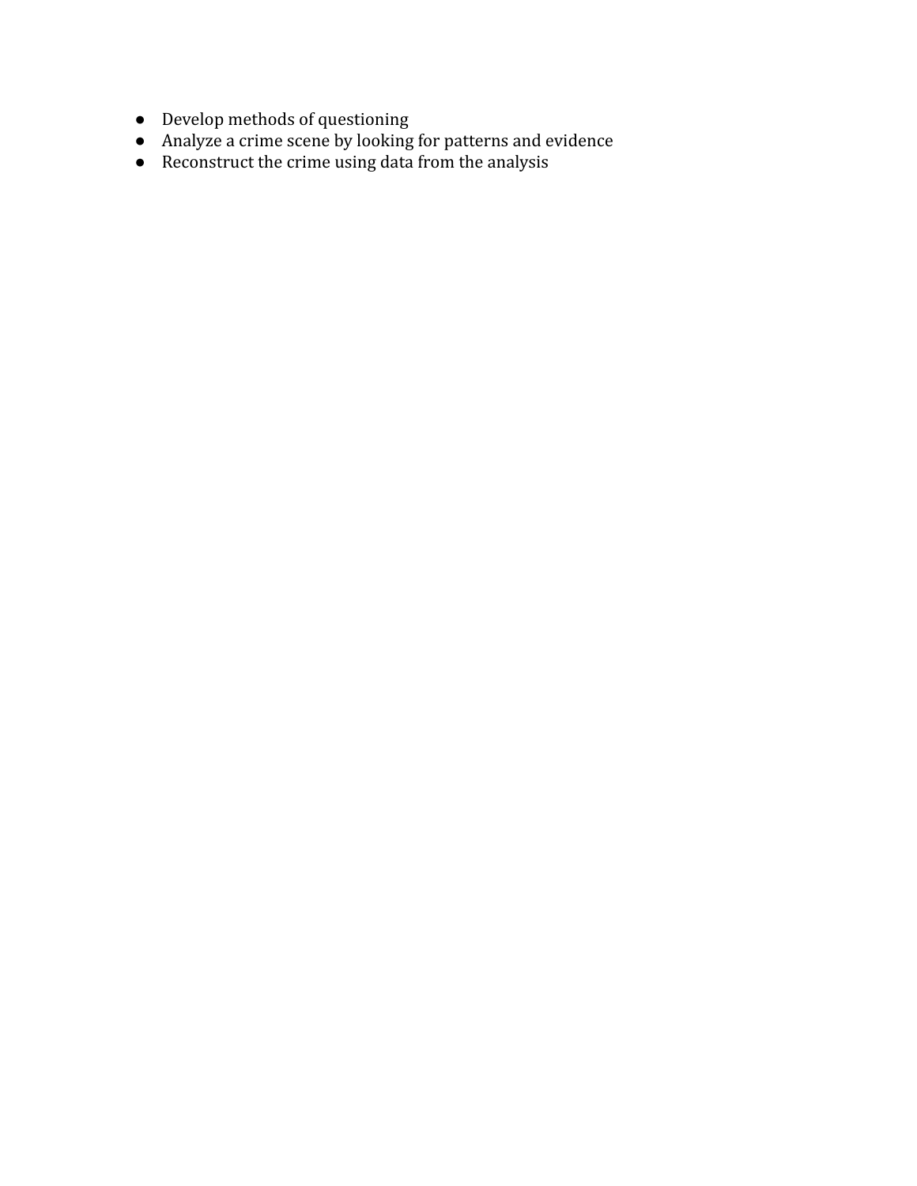- Develop methods of questioning
- Analyze a crime scene by looking for patterns and evidence
- Reconstruct the crime using data from the analysis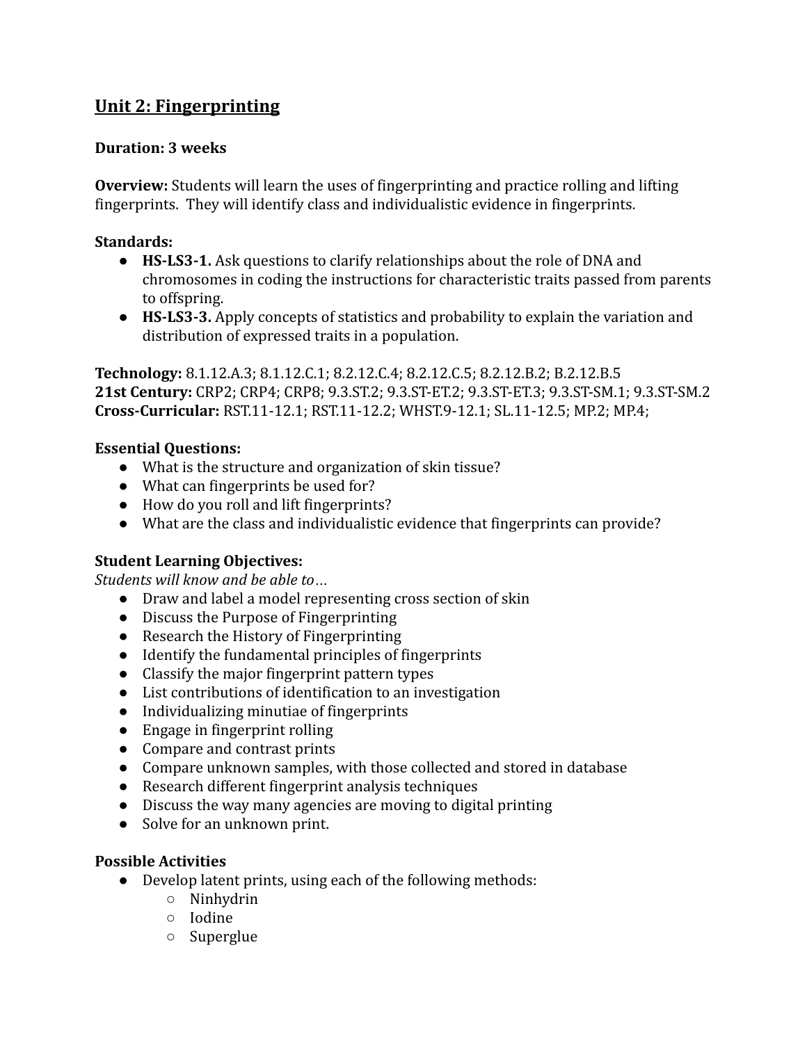## Unit 2: Fingerprinting

**Duration: 3 weeks**

**Overview:** Students will learn the uses of fingerprinting and practice rolling and lifting fingerprints. They will identify class and individualistic evidence in fingerprints.

**Standards:**

- **HS-LS3-1.** Ask questions to clarify relationships about the role of DNA and chromosomes in coding the instructions for characteristic traits passed from parents to offspring.
- **HS-LS3-3.** Apply concepts of statistics and probability to explain the variation and distribution of expressed traits in a population.

**Technology:** 8.1.12.A.3; 8.1.12.C.1; 8.2.12.C.4; 8.2.12.C.5; 8.2.12.B.2; B.2.12.B.5
**21st Century:** CRP2; CRP4; CRP8; 9.3.ST.2; 9.3.ST-ET.2; 9.3.ST-ET.3; 9.3.ST-SM.1; 9.3.ST-SM.2
**Cross-Curricular:** RST.11-12.1; RST.11-12.2; WHST.9-12.1; SL.11-12.5; MP.2; MP.4;

**Essential Questions:**

- What is the structure and organization of skin tissue?
- What can fingerprints be used for?
- How do you roll and lift fingerprints?
- What are the class and individualistic evidence that fingerprints can provide?

**Student Learning Objectives:**
*Students will know and be able to…*

- Draw and label a model representing cross section of skin
- Discuss the Purpose of Fingerprinting
- Research the History of Fingerprinting
- Identify the fundamental principles of fingerprints
- Classify the major fingerprint pattern types
- List contributions of identification to an investigation
- Individualizing minutiae of fingerprints
- Engage in fingerprint rolling
- Compare and contrast prints
- Compare unknown samples, with those collected and stored in database
- Research different fingerprint analysis techniques
- Discuss the way many agencies are moving to digital printing
- Solve for an unknown print.

**Possible Activities**

- Develop latent prints, using each of the following methods:
  - Ninhydrin
  - Iodine
  - Superglue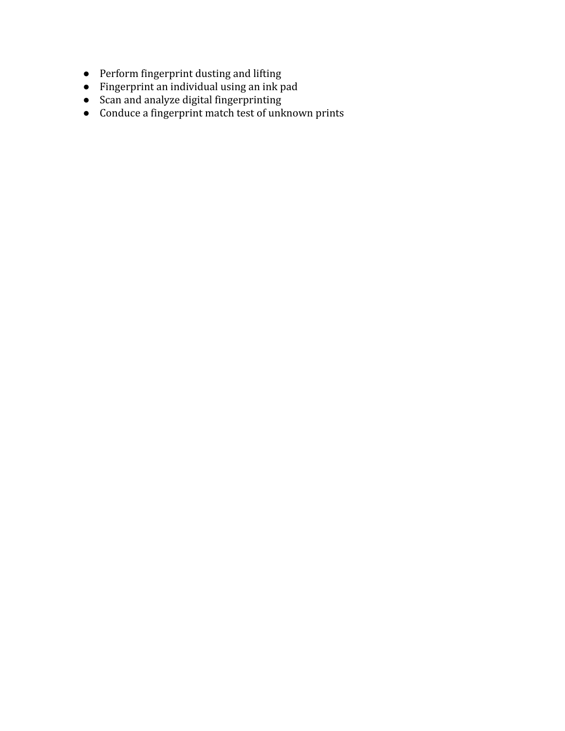- Perform fingerprint dusting and lifting
- Fingerprint an individual using an ink pad
- Scan and analyze digital fingerprinting
- Conduce a fingerprint match test of unknown prints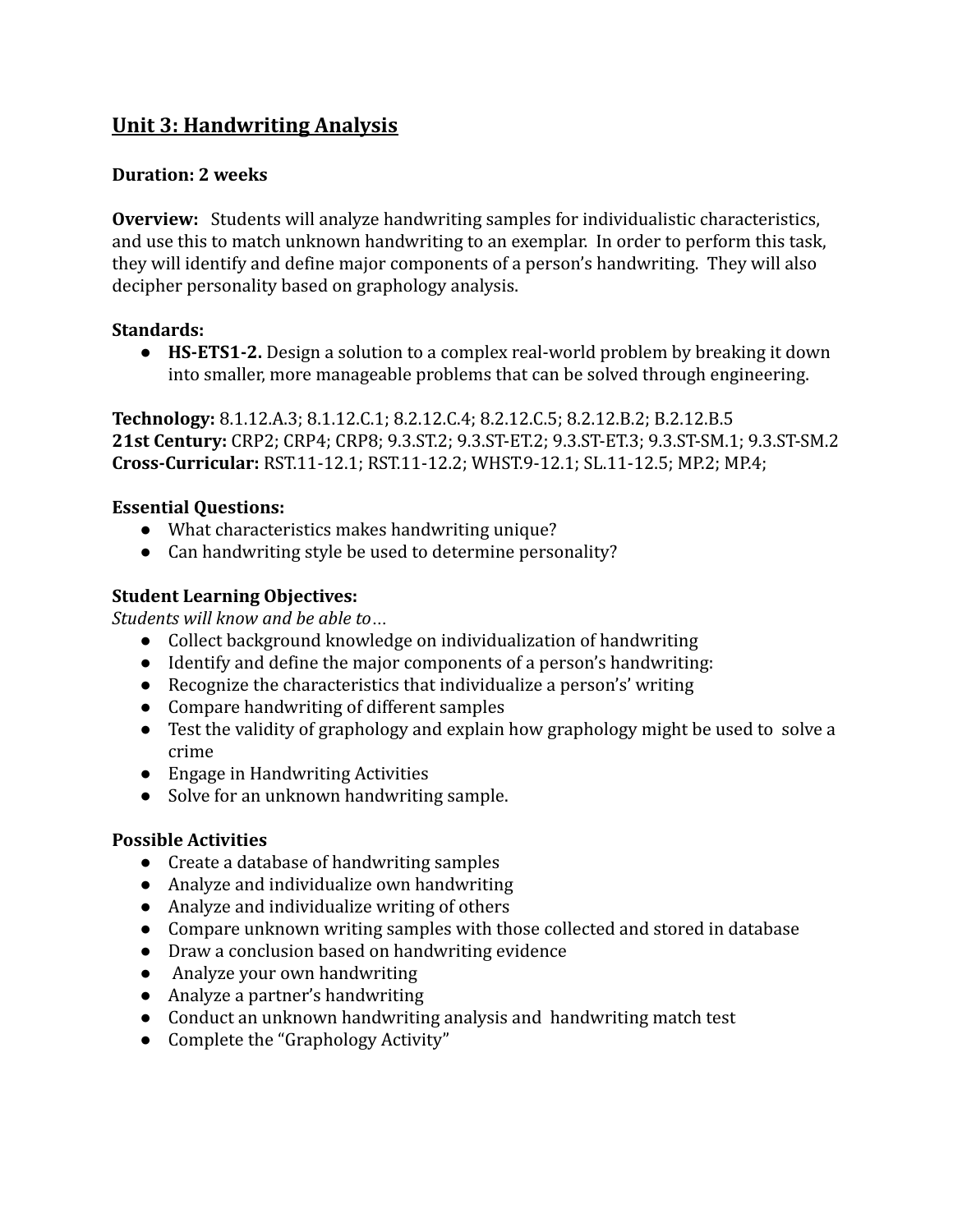## Unit 3: Handwriting Analysis

**Duration: 2 weeks**

**Overview:** Students will analyze handwriting samples for individualistic characteristics, and use this to match unknown handwriting to an exemplar. In order to perform this task, they will identify and define major components of a person's handwriting. They will also decipher personality based on graphology analysis.

**Standards:**

- **HS-ETS1-2.** Design a solution to a complex real-world problem by breaking it down into smaller, more manageable problems that can be solved through engineering.

**Technology:** 8.1.12.A.3; 8.1.12.C.1; 8.2.12.C.4; 8.2.12.C.5; 8.2.12.B.2; B.2.12.B.5
**21st Century:** CRP2; CRP4; CRP8; 9.3.ST.2; 9.3.ST-ET.2; 9.3.ST-ET.3; 9.3.ST-SM.1; 9.3.ST-SM.2
**Cross-Curricular:** RST.11-12.1; RST.11-12.2; WHST.9-12.1; SL.11-12.5; MP.2; MP.4;

**Essential Questions:**

- What characteristics makes handwriting unique?
- Can handwriting style be used to determine personality?

**Student Learning Objectives:**

*Students will know and be able to…*

- Collect background knowledge on individualization of handwriting
- Identify and define the major components of a person's handwriting:
- Recognize the characteristics that individualize a person's' writing
- Compare handwriting of different samples
- Test the validity of graphology and explain how graphology might be used to solve a crime
- Engage in Handwriting Activities
- Solve for an unknown handwriting sample.

**Possible Activities**

- Create a database of handwriting samples
- Analyze and individualize own handwriting
- Analyze and individualize writing of others
- Compare unknown writing samples with those collected and stored in database
- Draw a conclusion based on handwriting evidence
- Analyze your own handwriting
- Analyze a partner's handwriting
- Conduct an unknown handwriting analysis and handwriting match test
- Complete the "Graphology Activity"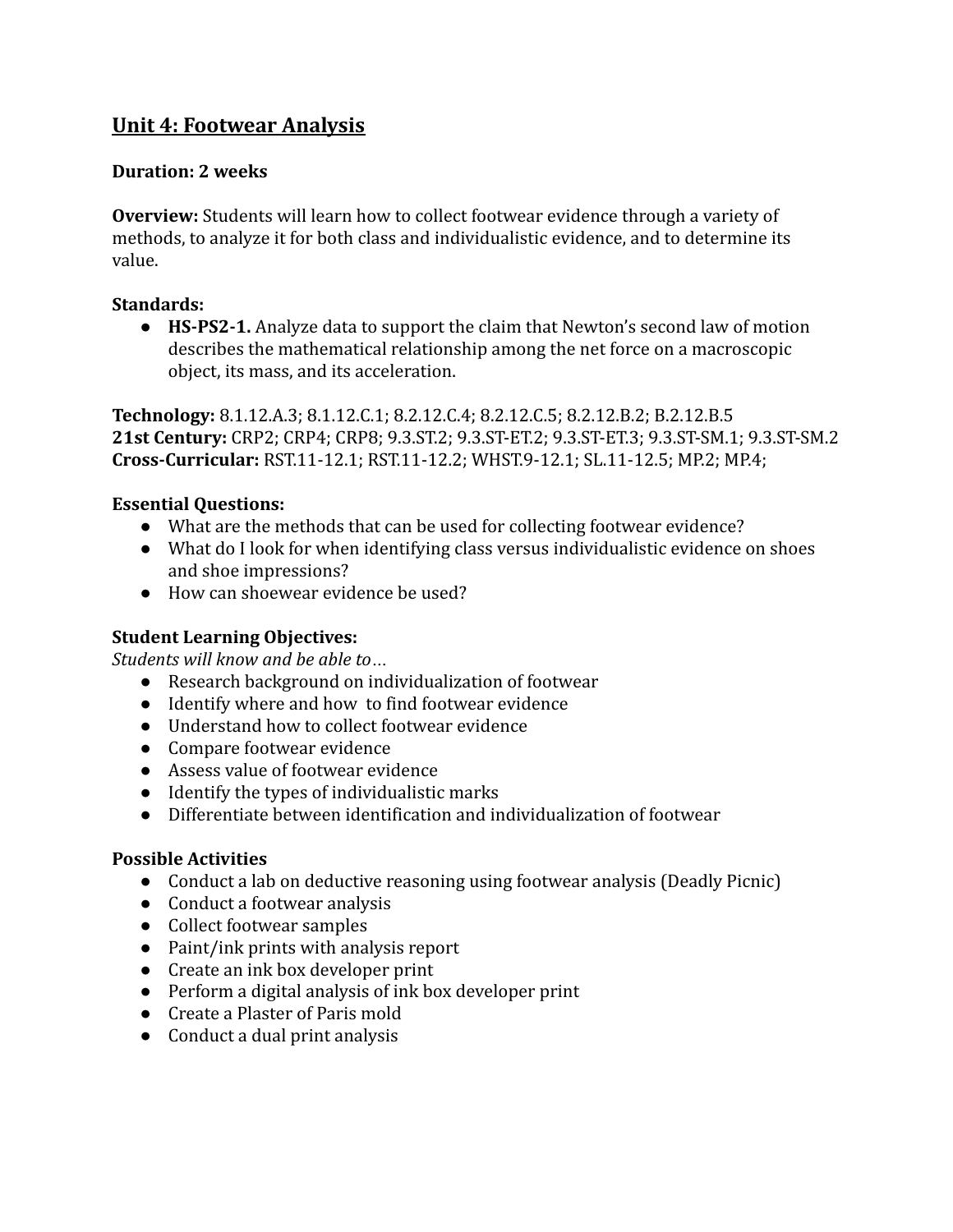## Unit 4: Footwear Analysis

**Duration: 2 weeks**

**Overview:** Students will learn how to collect footwear evidence through a variety of methods, to analyze it for both class and individualistic evidence, and to determine its value.

**Standards:**

- **HS-PS2-1.** Analyze data to support the claim that Newton's second law of motion describes the mathematical relationship among the net force on a macroscopic object, its mass, and its acceleration.

**Technology:** 8.1.12.A.3; 8.1.12.C.1; 8.2.12.C.4; 8.2.12.C.5; 8.2.12.B.2; B.2.12.B.5
**21st Century:** CRP2; CRP4; CRP8; 9.3.ST.2; 9.3.ST-ET.2; 9.3.ST-ET.3; 9.3.ST-SM.1; 9.3.ST-SM.2
**Cross-Curricular:** RST.11-12.1; RST.11-12.2; WHST.9-12.1; SL.11-12.5; MP.2; MP.4;

**Essential Questions:**

- What are the methods that can be used for collecting footwear evidence?
- What do I look for when identifying class versus individualistic evidence on shoes and shoe impressions?
- How can shoewear evidence be used?

**Student Learning Objectives:**

*Students will know and be able to…*

- Research background on individualization of footwear
- Identify where and how to find footwear evidence
- Understand how to collect footwear evidence
- Compare footwear evidence
- Assess value of footwear evidence
- Identify the types of individualistic marks
- Differentiate between identification and individualization of footwear

**Possible Activities**

- Conduct a lab on deductive reasoning using footwear analysis (Deadly Picnic)
- Conduct a footwear analysis
- Collect footwear samples
- Paint/ink prints with analysis report
- Create an ink box developer print
- Perform a digital analysis of ink box developer print
- Create a Plaster of Paris mold
- Conduct a dual print analysis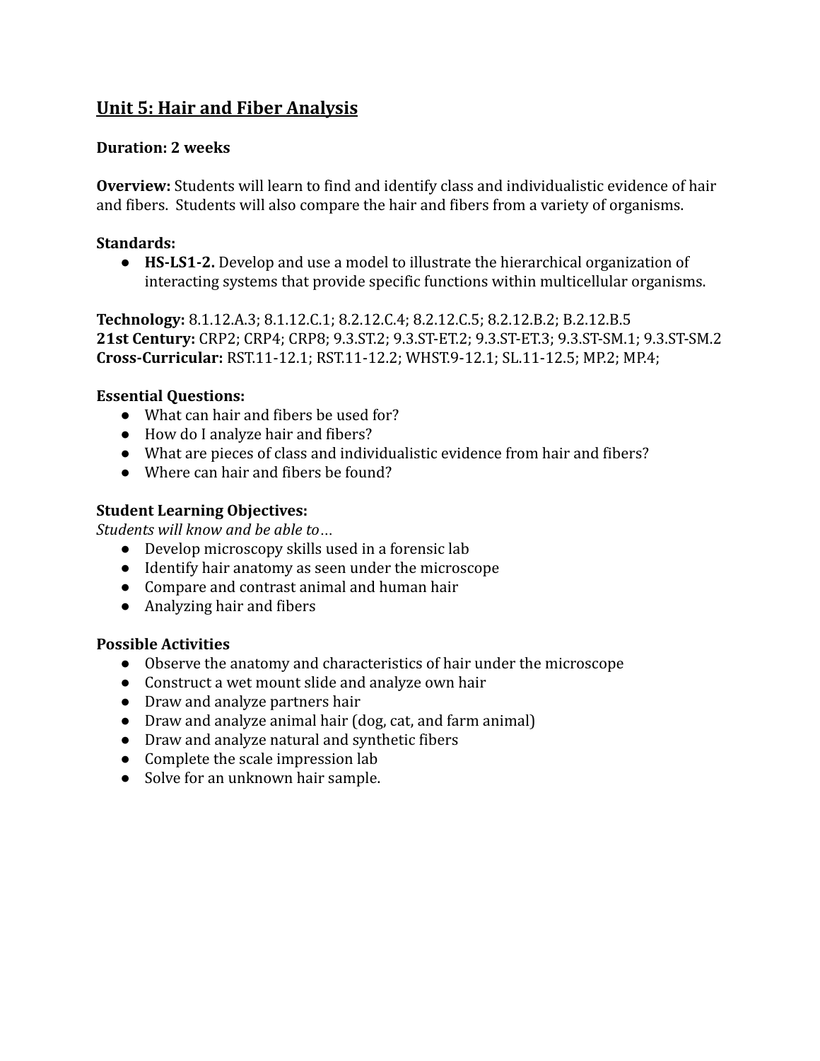## Unit 5: Hair and Fiber Analysis

**Duration: 2 weeks**

**Overview:** Students will learn to find and identify class and individualistic evidence of hair and fibers. Students will also compare the hair and fibers from a variety of organisms.

**Standards:**

- **HS-LS1-2.** Develop and use a model to illustrate the hierarchical organization of interacting systems that provide specific functions within multicellular organisms.

**Technology:** 8.1.12.A.3; 8.1.12.C.1; 8.2.12.C.4; 8.2.12.C.5; 8.2.12.B.2; B.2.12.B.5
**21st Century:** CRP2; CRP4; CRP8; 9.3.ST.2; 9.3.ST-ET.2; 9.3.ST-ET.3; 9.3.ST-SM.1; 9.3.ST-SM.2
**Cross-Curricular:** RST.11-12.1; RST.11-12.2; WHST.9-12.1; SL.11-12.5; MP.2; MP.4;

**Essential Questions:**

- What can hair and fibers be used for?
- How do I analyze hair and fibers?
- What are pieces of class and individualistic evidence from hair and fibers?
- Where can hair and fibers be found?

**Student Learning Objectives:**

*Students will know and be able to…*

- Develop microscopy skills used in a forensic lab
- Identify hair anatomy as seen under the microscope
- Compare and contrast animal and human hair
- Analyzing hair and fibers

**Possible Activities**

- Observe the anatomy and characteristics of hair under the microscope
- Construct a wet mount slide and analyze own hair
- Draw and analyze partners hair
- Draw and analyze animal hair (dog, cat, and farm animal)
- Draw and analyze natural and synthetic fibers
- Complete the scale impression lab
- Solve for an unknown hair sample.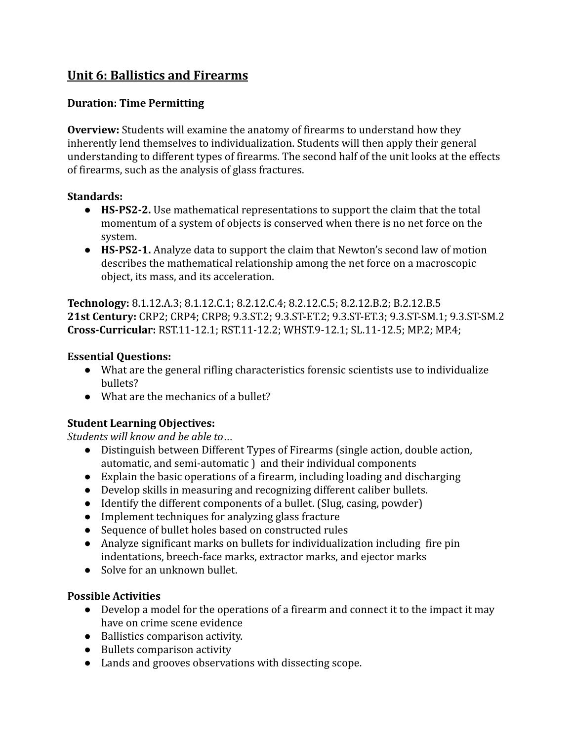## Unit 6: Ballistics and Firearms

**Duration: Time Permitting**

**Overview:** Students will examine the anatomy of firearms to understand how they inherently lend themselves to individualization. Students will then apply their general understanding to different types of firearms. The second half of the unit looks at the effects of firearms, such as the analysis of glass fractures.

**Standards:**

- **HS-PS2-2.** Use mathematical representations to support the claim that the total momentum of a system of objects is conserved when there is no net force on the system.
- **HS-PS2-1.** Analyze data to support the claim that Newton's second law of motion describes the mathematical relationship among the net force on a macroscopic object, its mass, and its acceleration.

**Technology:** 8.1.12.A.3; 8.1.12.C.1; 8.2.12.C.4; 8.2.12.C.5; 8.2.12.B.2; B.2.12.B.5
**21st Century:** CRP2; CRP4; CRP8; 9.3.ST.2; 9.3.ST-ET.2; 9.3.ST-ET.3; 9.3.ST-SM.1; 9.3.ST-SM.2
**Cross-Curricular:** RST.11-12.1; RST.11-12.2; WHST.9-12.1; SL.11-12.5; MP.2; MP.4;

**Essential Questions:**

- What are the general rifling characteristics forensic scientists use to individualize bullets?
- What are the mechanics of a bullet?

**Student Learning Objectives:**
*Students will know and be able to…*

- Distinguish between Different Types of Firearms (single action, double action, automatic, and semi-automatic ) and their individual components
- Explain the basic operations of a firearm, including loading and discharging
- Develop skills in measuring and recognizing different caliber bullets.
- Identify the different components of a bullet. (Slug, casing, powder)
- Implement techniques for analyzing glass fracture
- Sequence of bullet holes based on constructed rules
- Analyze significant marks on bullets for individualization including fire pin indentations, breech-face marks, extractor marks, and ejector marks
- Solve for an unknown bullet.

**Possible Activities**

- Develop a model for the operations of a firearm and connect it to the impact it may have on crime scene evidence
- Ballistics comparison activity.
- Bullets comparison activity
- Lands and grooves observations with dissecting scope.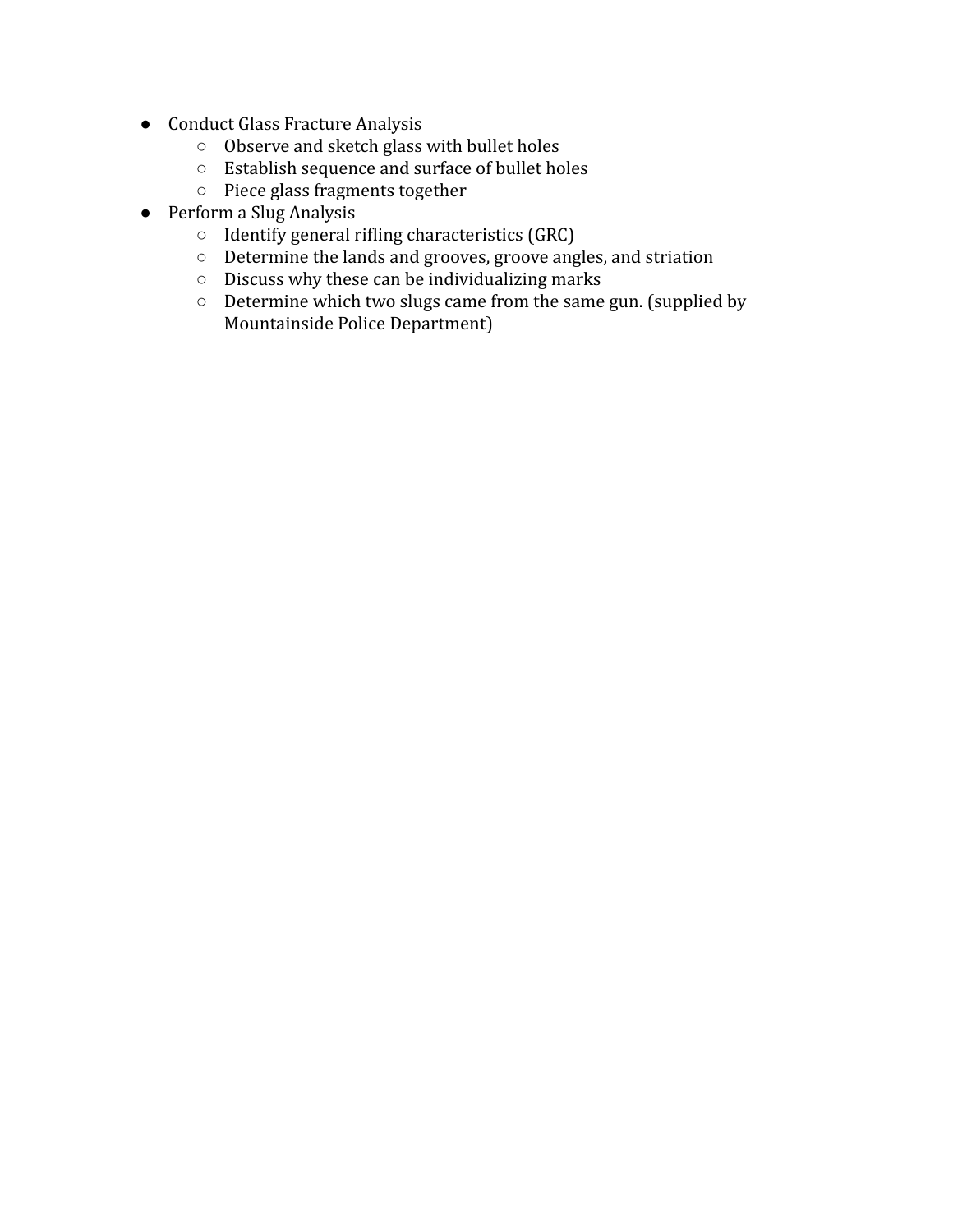- Conduct Glass Fracture Analysis
  - Observe and sketch glass with bullet holes
  - Establish sequence and surface of bullet holes
  - Piece glass fragments together
- Perform a Slug Analysis
  - Identify general rifling characteristics (GRC)
  - Determine the lands and grooves, groove angles, and striation
  - Discuss why these can be individualizing marks
  - Determine which two slugs came from the same gun. (supplied by Mountainside Police Department)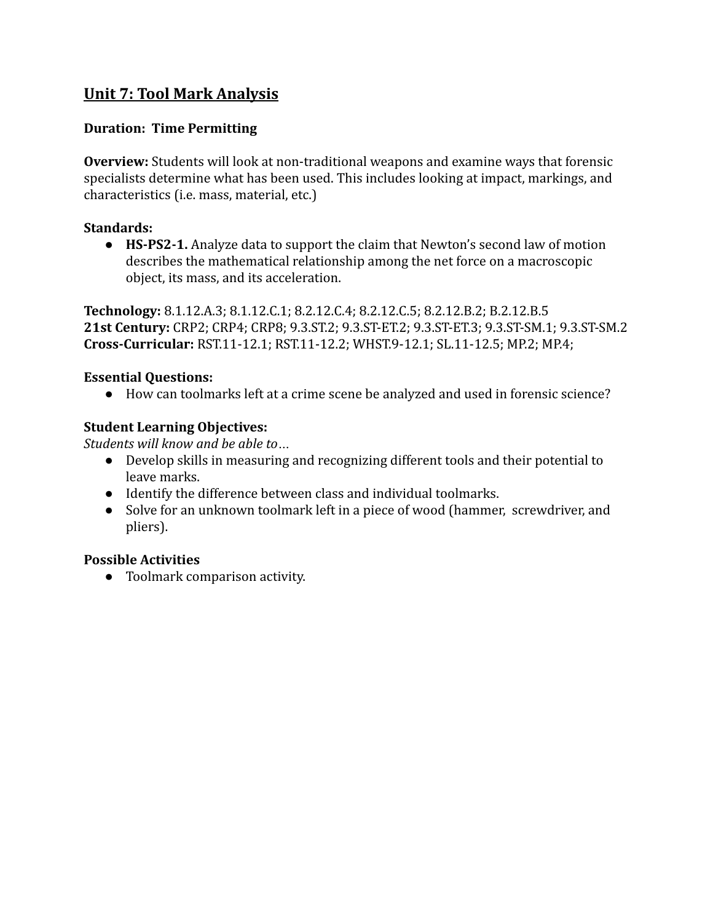## Unit 7: Tool Mark Analysis

**Duration: Time Permitting**

**Overview:** Students will look at non-traditional weapons and examine ways that forensic specialists determine what has been used. This includes looking at impact, markings, and characteristics (i.e. mass, material, etc.)

**Standards:**

- **HS-PS2-1.** Analyze data to support the claim that Newton's second law of motion describes the mathematical relationship among the net force on a macroscopic object, its mass, and its acceleration.

**Technology:** 8.1.12.A.3; 8.1.12.C.1; 8.2.12.C.4; 8.2.12.C.5; 8.2.12.B.2; B.2.12.B.5
**21st Century:** CRP2; CRP4; CRP8; 9.3.ST.2; 9.3.ST-ET.2; 9.3.ST-ET.3; 9.3.ST-SM.1; 9.3.ST-SM.2
**Cross-Curricular:** RST.11-12.1; RST.11-12.2; WHST.9-12.1; SL.11-12.5; MP.2; MP.4;

**Essential Questions:**

- How can toolmarks left at a crime scene be analyzed and used in forensic science?

**Student Learning Objectives:**

*Students will know and be able to…*

- Develop skills in measuring and recognizing different tools and their potential to leave marks.
- Identify the difference between class and individual toolmarks.
- Solve for an unknown toolmark left in a piece of wood (hammer, screwdriver, and pliers).

**Possible Activities**

- Toolmark comparison activity.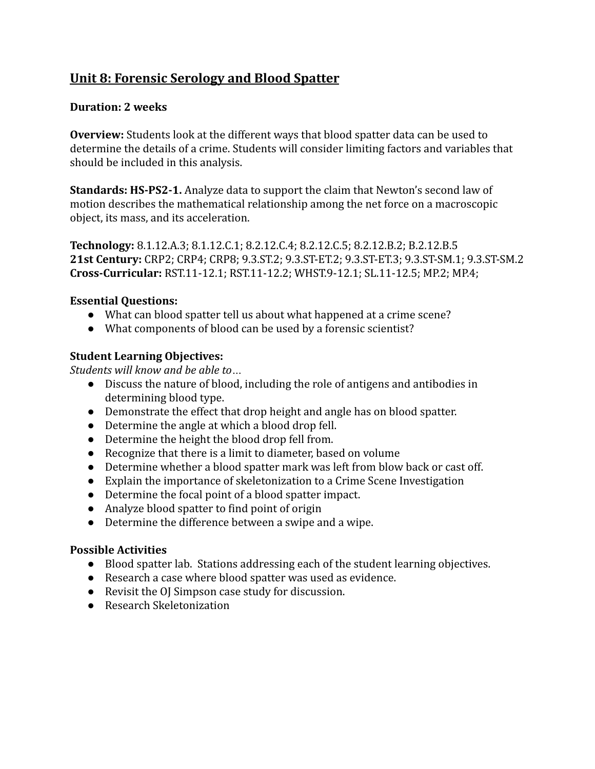## Unit 8: Forensic Serology and Blood Spatter

**Duration: 2 weeks**

**Overview:** Students look at the different ways that blood spatter data can be used to determine the details of a crime. Students will consider limiting factors and variables that should be included in this analysis.

**Standards: HS-PS2-1.** Analyze data to support the claim that Newton's second law of motion describes the mathematical relationship among the net force on a macroscopic object, its mass, and its acceleration.

**Technology:** 8.1.12.A.3; 8.1.12.C.1; 8.2.12.C.4; 8.2.12.C.5; 8.2.12.B.2; B.2.12.B.5
**21st Century:** CRP2; CRP4; CRP8; 9.3.ST.2; 9.3.ST-ET.2; 9.3.ST-ET.3; 9.3.ST-SM.1; 9.3.ST-SM.2
**Cross-Curricular:** RST.11-12.1; RST.11-12.2; WHST.9-12.1; SL.11-12.5; MP.2; MP.4;

**Essential Questions:**

- What can blood spatter tell us about what happened at a crime scene?
- What components of blood can be used by a forensic scientist?

**Student Learning Objectives:**

*Students will know and be able to…*

- Discuss the nature of blood, including the role of antigens and antibodies in determining blood type.
- Demonstrate the effect that drop height and angle has on blood spatter.
- Determine the angle at which a blood drop fell.
- Determine the height the blood drop fell from.
- Recognize that there is a limit to diameter, based on volume
- Determine whether a blood spatter mark was left from blow back or cast off.
- Explain the importance of skeletonization to a Crime Scene Investigation
- Determine the focal point of a blood spatter impact.
- Analyze blood spatter to find point of origin
- Determine the difference between a swipe and a wipe.

**Possible Activities**

- Blood spatter lab. Stations addressing each of the student learning objectives.
- Research a case where blood spatter was used as evidence.
- Revisit the OJ Simpson case study for discussion.
- Research Skeletonization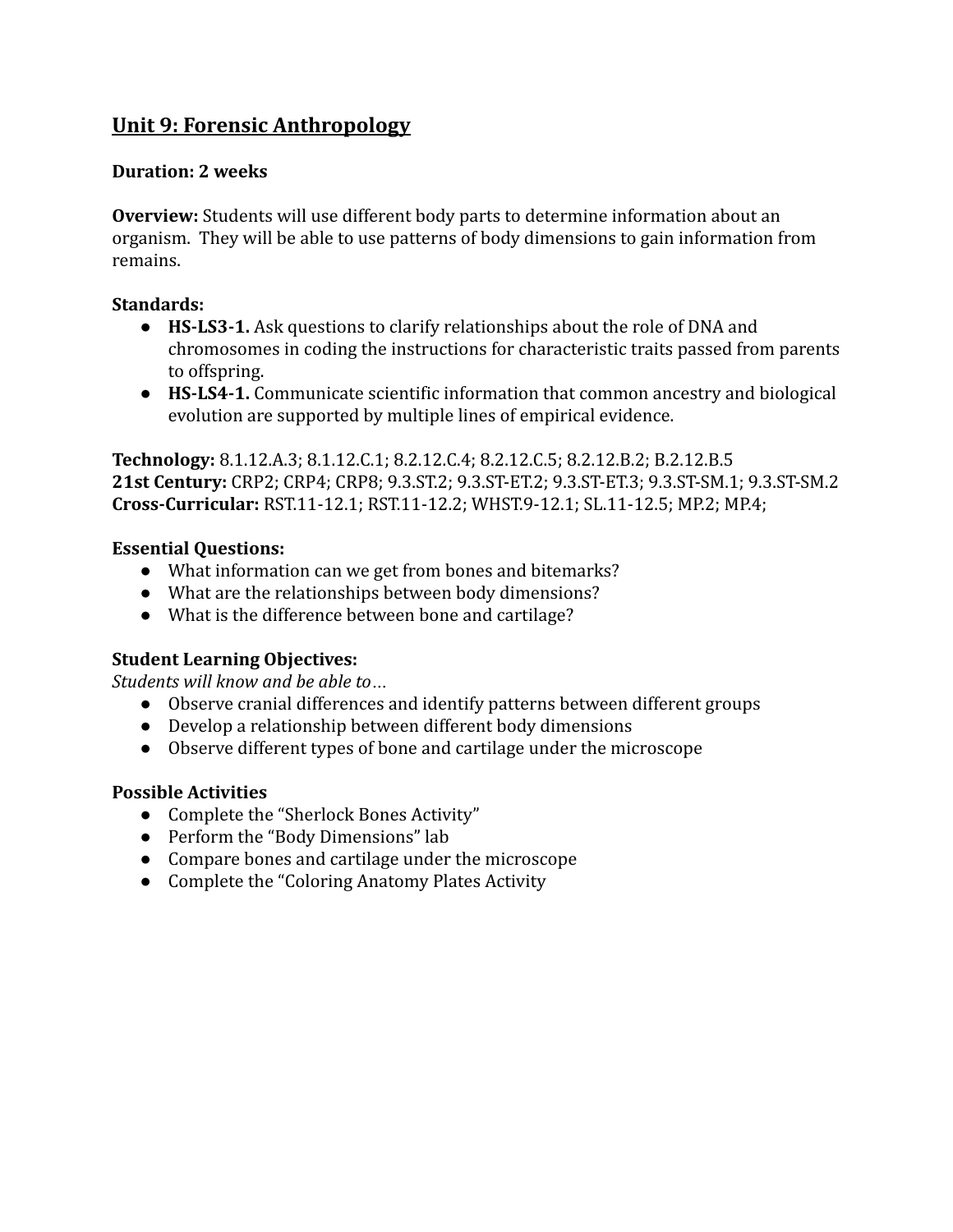## Unit 9: Forensic Anthropology

**Duration: 2 weeks**

**Overview:** Students will use different body parts to determine information about an organism. They will be able to use patterns of body dimensions to gain information from remains.

**Standards:**

- **HS-LS3-1.** Ask questions to clarify relationships about the role of DNA and chromosomes in coding the instructions for characteristic traits passed from parents to offspring.
- **HS-LS4-1.** Communicate scientific information that common ancestry and biological evolution are supported by multiple lines of empirical evidence.

**Technology:** 8.1.12.A.3; 8.1.12.C.1; 8.2.12.C.4; 8.2.12.C.5; 8.2.12.B.2; B.2.12.B.5
**21st Century:** CRP2; CRP4; CRP8; 9.3.ST.2; 9.3.ST-ET.2; 9.3.ST-ET.3; 9.3.ST-SM.1; 9.3.ST-SM.2
**Cross-Curricular:** RST.11-12.1; RST.11-12.2; WHST.9-12.1; SL.11-12.5; MP.2; MP.4;

**Essential Questions:**

- What information can we get from bones and bitemarks?
- What are the relationships between body dimensions?
- What is the difference between bone and cartilage?

**Student Learning Objectives:**
*Students will know and be able to…*

- Observe cranial differences and identify patterns between different groups
- Develop a relationship between different body dimensions
- Observe different types of bone and cartilage under the microscope

**Possible Activities**

- Complete the "Sherlock Bones Activity"
- Perform the "Body Dimensions" lab
- Compare bones and cartilage under the microscope
- Complete the "Coloring Anatomy Plates Activity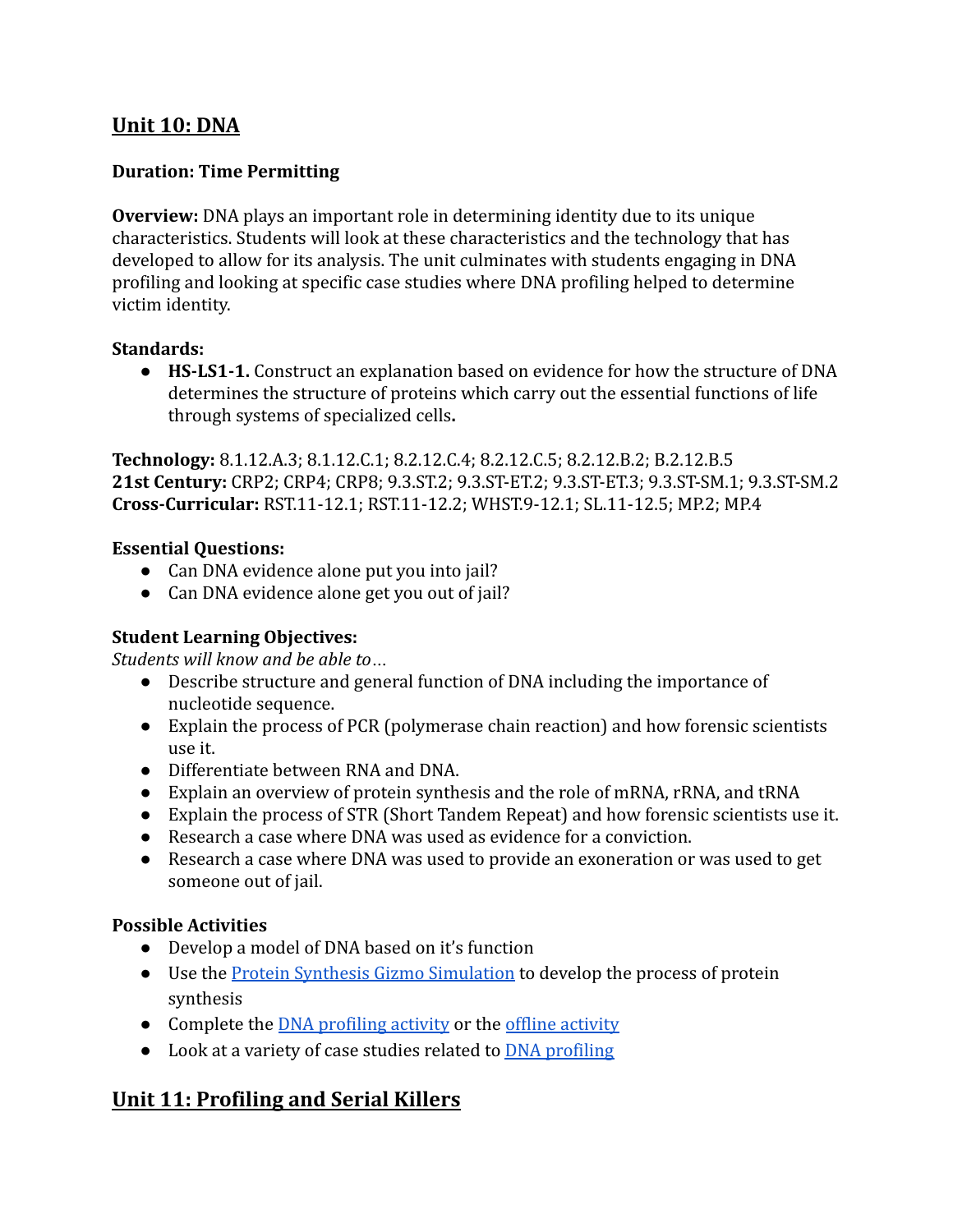## Unit 10: DNA

**Duration: Time Permitting**

**Overview:** DNA plays an important role in determining identity due to its unique characteristics. Students will look at these characteristics and the technology that has developed to allow for its analysis. The unit culminates with students engaging in DNA profiling and looking at specific case studies where DNA profiling helped to determine victim identity.

**Standards:**

- **HS-LS1-1.** Construct an explanation based on evidence for how the structure of DNA determines the structure of proteins which carry out the essential functions of life through systems of specialized cells**.**

**Technology:** 8.1.12.A.3; 8.1.12.C.1; 8.2.12.C.4; 8.2.12.C.5; 8.2.12.B.2; B.2.12.B.5
**21st Century:** CRP2; CRP4; CRP8; 9.3.ST.2; 9.3.ST-ET.2; 9.3.ST-ET.3; 9.3.ST-SM.1; 9.3.ST-SM.2
**Cross-Curricular:** RST.11-12.1; RST.11-12.2; WHST.9-12.1; SL.11-12.5; MP.2; MP.4

**Essential Questions:**

- Can DNA evidence alone put you into jail?
- Can DNA evidence alone get you out of jail?

**Student Learning Objectives:**
*Students will know and be able to…*

- Describe structure and general function of DNA including the importance of nucleotide sequence.
- Explain the process of PCR (polymerase chain reaction) and how forensic scientists use it.
- Differentiate between RNA and DNA.
- Explain an overview of protein synthesis and the role of mRNA, rRNA, and tRNA
- Explain the process of STR (Short Tandem Repeat) and how forensic scientists use it.
- Research a case where DNA was used as evidence for a conviction.
- Research a case where DNA was used to provide an exoneration or was used to get someone out of jail.

**Possible Activities**

- Develop a model of DNA based on it's function
- Use the Protein Synthesis Gizmo Simulation to develop the process of protein synthesis
- Complete the DNA profiling activity or the offline activity
- Look at a variety of case studies related to DNA profiling

## Unit 11: Profiling and Serial Killers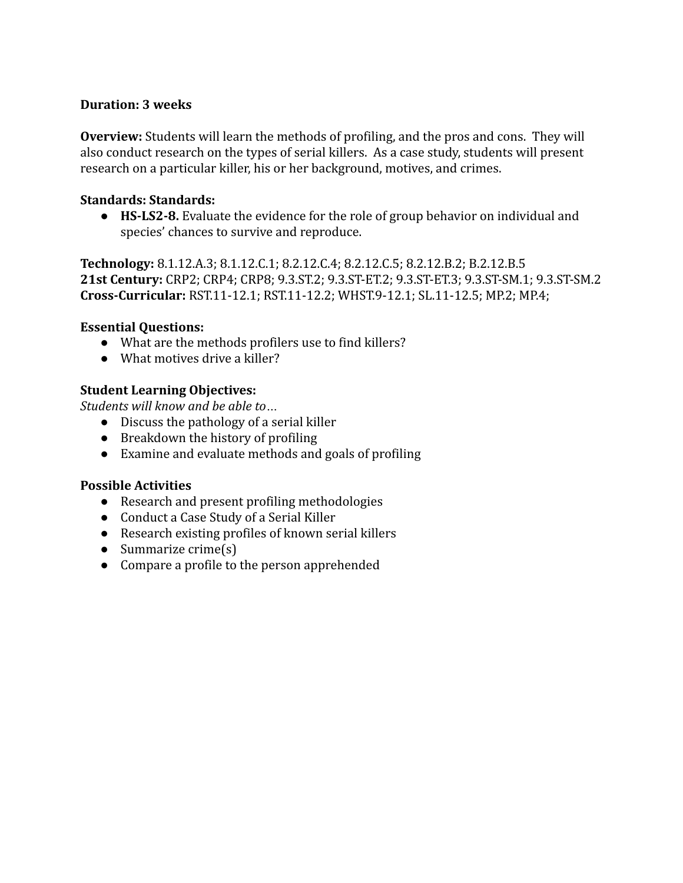**Duration: 3 weeks**

**Overview:** Students will learn the methods of profiling, and the pros and cons. They will also conduct research on the types of serial killers. As a case study, students will present research on a particular killer, his or her background, motives, and crimes.

**Standards: Standards:**

- **HS-LS2-8.** Evaluate the evidence for the role of group behavior on individual and species' chances to survive and reproduce.

**Technology:** 8.1.12.A.3; 8.1.12.C.1; 8.2.12.C.4; 8.2.12.C.5; 8.2.12.B.2; B.2.12.B.5
**21st Century:** CRP2; CRP4; CRP8; 9.3.ST.2; 9.3.ST-ET.2; 9.3.ST-ET.3; 9.3.ST-SM.1; 9.3.ST-SM.2
**Cross-Curricular:** RST.11-12.1; RST.11-12.2; WHST.9-12.1; SL.11-12.5; MP.2; MP.4;

**Essential Questions:**

- What are the methods profilers use to find killers?
- What motives drive a killer?

**Student Learning Objectives:**

*Students will know and be able to…*

- Discuss the pathology of a serial killer
- Breakdown the history of profiling
- Examine and evaluate methods and goals of profiling

**Possible Activities**

- Research and present profiling methodologies
- Conduct a Case Study of a Serial Killer
- Research existing profiles of known serial killers
- Summarize crime(s)
- Compare a profile to the person apprehended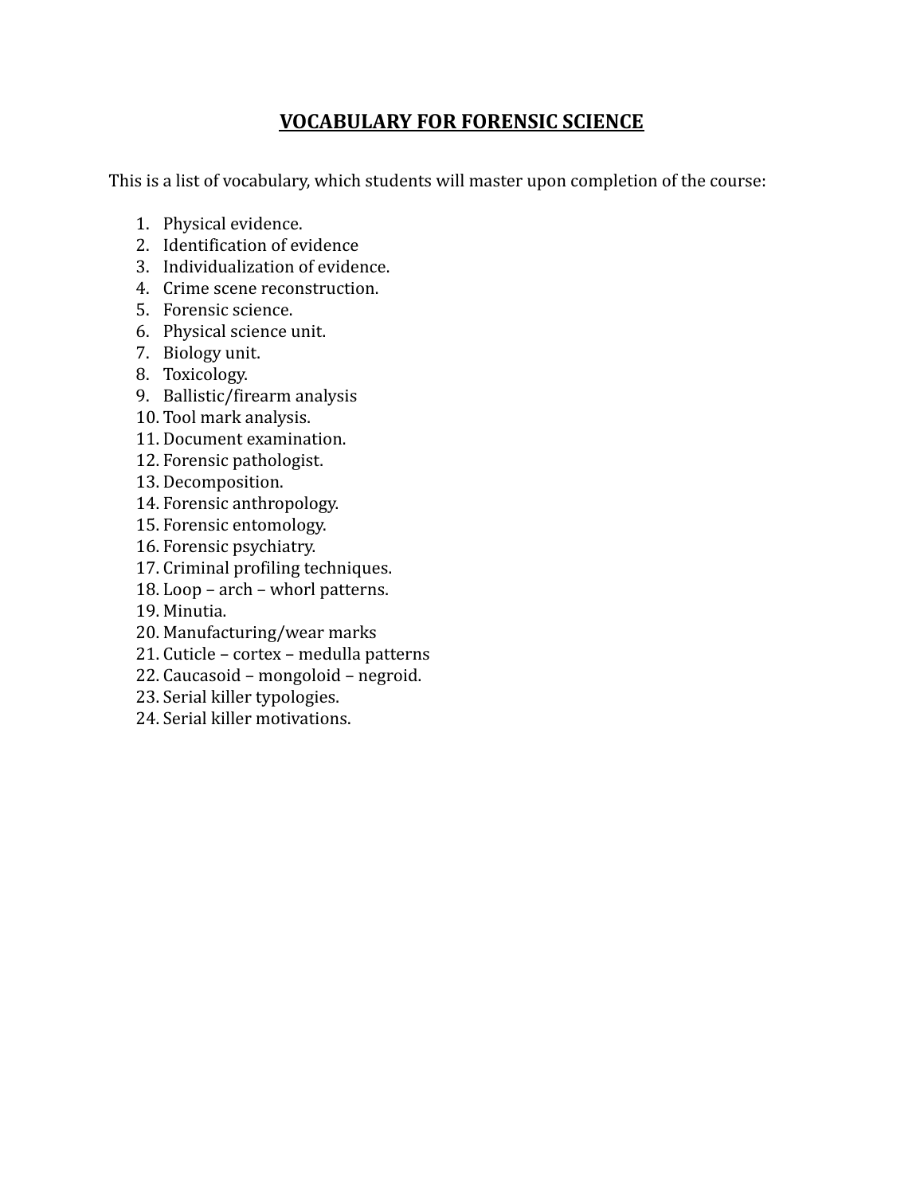# VOCABULARY FOR FORENSIC SCIENCE

This is a list of vocabulary, which students will master upon completion of the course:

1. Physical evidence.
2. Identification of evidence
3. Individualization of evidence.
4. Crime scene reconstruction.
5. Forensic science.
6. Physical science unit.
7. Biology unit.
8. Toxicology.
9. Ballistic/firearm analysis
10. Tool mark analysis.
11. Document examination.
12. Forensic pathologist.
13. Decomposition.
14. Forensic anthropology.
15. Forensic entomology.
16. Forensic psychiatry.
17. Criminal profiling techniques.
18. Loop – arch – whorl patterns.
19. Minutia.
20. Manufacturing/wear marks
21. Cuticle – cortex – medulla patterns
22. Caucasoid – mongoloid – negroid.
23. Serial killer typologies.
24. Serial killer motivations.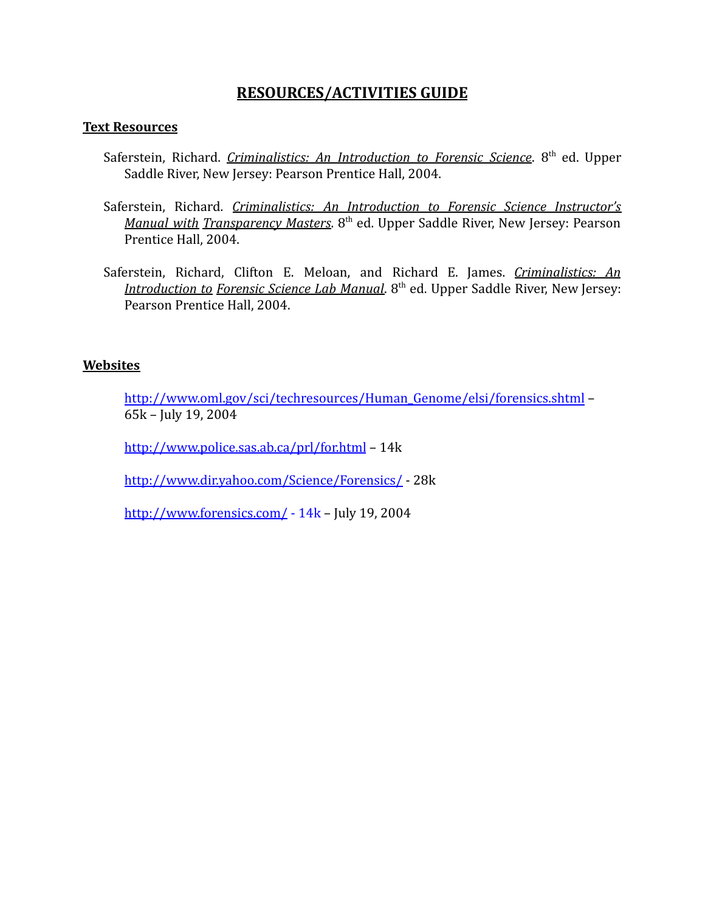## RESOURCES/ACTIVITIES GUIDE

### Text Resources

Saferstein, Richard. *Criminalistics: An Introduction to Forensic Science*. 8th ed. Upper Saddle River, New Jersey: Pearson Prentice Hall, 2004.

Saferstein, Richard. *Criminalistics: An Introduction to Forensic Science Instructor's Manual with Transparency Masters*. 8th ed. Upper Saddle River, New Jersey: Pearson Prentice Hall, 2004.

Saferstein, Richard, Clifton E. Meloan, and Richard E. James. *Criminalistics: An Introduction to Forensic Science Lab Manual*. 8th ed. Upper Saddle River, New Jersey: Pearson Prentice Hall, 2004.

### Websites

http://www.oml.gov/sci/techresources/Human_Genome/elsi/forensics.shtml – 65k – July 19, 2004

http://www.police.sas.ab.ca/prl/for.html – 14k

http://www.dir.yahoo.com/Science/Forensics/ - 28k

http://www.forensics.com/ - 14k – July 19, 2004